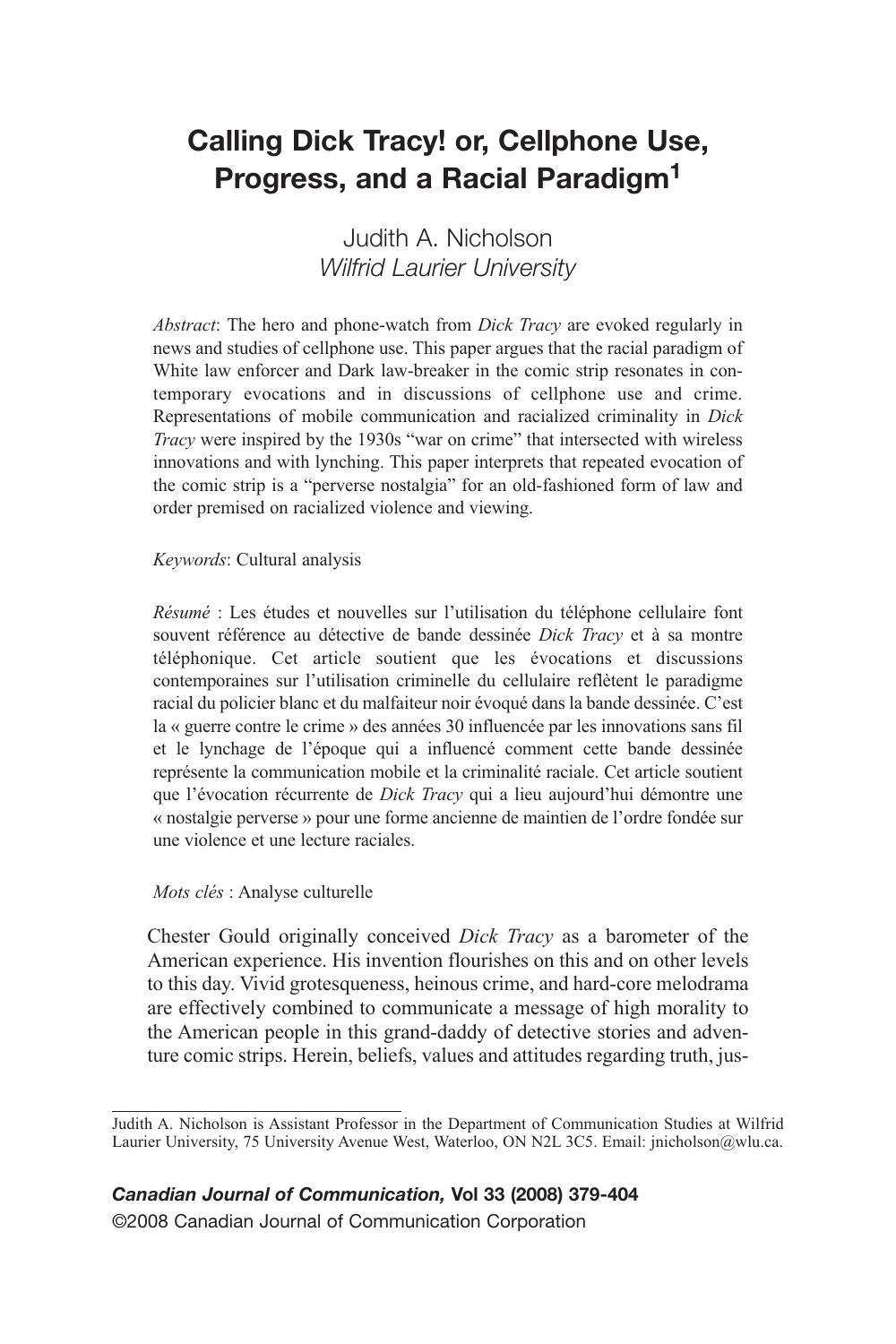# Calling Dick Tracy! or, Cellphone Use, Progress, and a Racial Paradigm[1]

Judith A. Nicholson
*Wilfrid Laurier University*

*Abstract*: The hero and phone-watch from *Dick Tracy* are evoked regularly in news and studies of cellphone use. This paper argues that the racial paradigm of White law enforcer and Dark law-breaker in the comic strip resonates in contemporary evocations and in discussions of cellphone use and crime. Representations of mobile communication and racialized criminality in *Dick Tracy* were inspired by the 1930s "war on crime" that intersected with wireless innovations and with lynching. This paper interprets that repeated evocation of the comic strip is a "perverse nostalgia" for an old-fashioned form of law and order premised on racialized violence and viewing.

*Keywords*: Cultural analysis

*Résumé* : Les études et nouvelles sur l'utilisation du téléphone cellulaire font souvent référence au détective de bande dessinée *Dick Tracy* et à sa montre téléphonique. Cet article soutient que les évocations et discussions contemporaines sur l'utilisation criminelle du cellulaire reflètent le paradigme racial du policier blanc et du malfaiteur noir évoqué dans la bande dessinée. C'est la « guerre contre le crime » des années 30 influencée par les innovations sans fil et le lynchage de l'époque qui a influencé comment cette bande dessinée représente la communication mobile et la criminalité raciale. Cet article soutient que l'évocation récurrente de *Dick Tracy* qui a lieu aujourd'hui démontre une « nostalgie perverse » pour une forme ancienne de maintien de l'ordre fondée sur une violence et une lecture raciales.

*Mots clés* : Analyse culturelle

Chester Gould originally conceived *Dick Tracy* as a barometer of the American experience. His invention flourishes on this and on other levels to this day. Vivid grotesqueness, heinous crime, and hard-core melodrama are effectively combined to communicate a message of high morality to the American people in this grand-daddy of detective stories and adventure comic strips. Herein, beliefs, values and attitudes regarding truth, jus-

Judith A. Nicholson is Assistant Professor in the Department of Communication Studies at Wilfrid Laurier University, 75 University Avenue West, Waterloo, ON N2L 3C5. Email: jnicholson@wlu.ca.

*Canadian Journal of Communication,* Vol 33 (2008) 379-404
©2008 Canadian Journal of Communication Corporation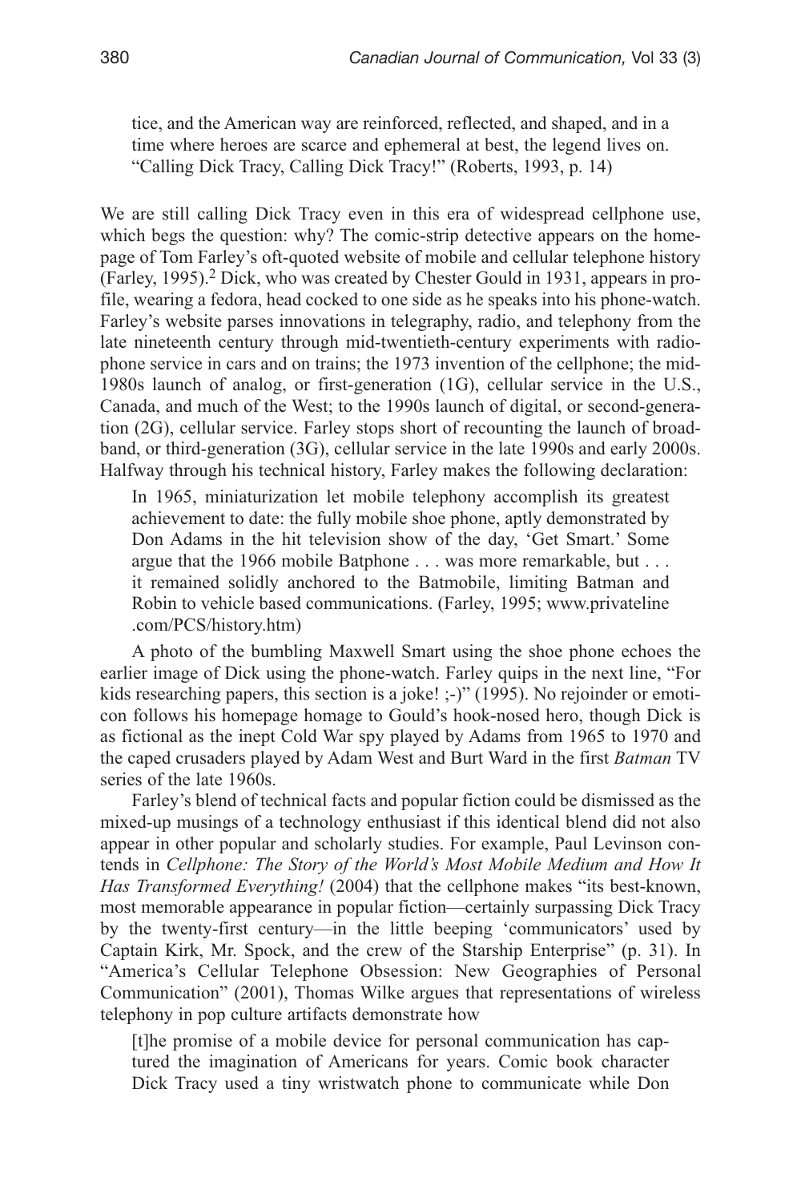> tice, and the American way are reinforced, reflected, and shaped, and in a time where heroes are scarce and ephemeral at best, the legend lives on. "Calling Dick Tracy, Calling Dick Tracy!" (Roberts, 1993, p. 14)

We are still calling Dick Tracy even in this era of widespread cellphone use, which begs the question: why? The comic-strip detective appears on the homepage of Tom Farley's oft-quoted website of mobile and cellular telephone history (Farley, 1995).[2] Dick, who was created by Chester Gould in 1931, appears in profile, wearing a fedora, head cocked to one side as he speaks into his phone-watch. Farley's website parses innovations in telegraphy, radio, and telephony from the late nineteenth century through mid-twentieth-century experiments with radiophone service in cars and on trains; the 1973 invention of the cellphone; the mid-1980s launch of analog, or first-generation (1G), cellular service in the U.S., Canada, and much of the West; to the 1990s launch of digital, or second-generation (2G), cellular service. Farley stops short of recounting the launch of broadband, or third-generation (3G), cellular service in the late 1990s and early 2000s. Halfway through his technical history, Farley makes the following declaration:

> In 1965, miniaturization let mobile telephony accomplish its greatest achievement to date: the fully mobile shoe phone, aptly demonstrated by Don Adams in the hit television show of the day, 'Get Smart.' Some argue that the 1966 mobile Batphone . . . was more remarkable, but . . . it remained solidly anchored to the Batmobile, limiting Batman and Robin to vehicle based communications. (Farley, 1995; www.privateline.com/PCS/history.htm)

A photo of the bumbling Maxwell Smart using the shoe phone echoes the earlier image of Dick using the phone-watch. Farley quips in the next line, "For kids researching papers, this section is a joke! ;-)" (1995). No rejoinder or emoticon follows his homepage homage to Gould's hook-nosed hero, though Dick is as fictional as the inept Cold War spy played by Adams from 1965 to 1970 and the caped crusaders played by Adam West and Burt Ward in the first *Batman* TV series of the late 1960s.

Farley's blend of technical facts and popular fiction could be dismissed as the mixed-up musings of a technology enthusiast if this identical blend did not also appear in other popular and scholarly studies. For example, Paul Levinson contends in *Cellphone: The Story of the World's Most Mobile Medium and How It Has Transformed Everything!* (2004) that the cellphone makes "its best-known, most memorable appearance in popular fiction—certainly surpassing Dick Tracy by the twenty-first century—in the little beeping 'communicators' used by Captain Kirk, Mr. Spock, and the crew of the Starship Enterprise" (p. 31). In "America's Cellular Telephone Obsession: New Geographies of Personal Communication" (2001), Thomas Wilke argues that representations of wireless telephony in pop culture artifacts demonstrate how

> [t]he promise of a mobile device for personal communication has captured the imagination of Americans for years. Comic book character Dick Tracy used a tiny wristwatch phone to communicate while Don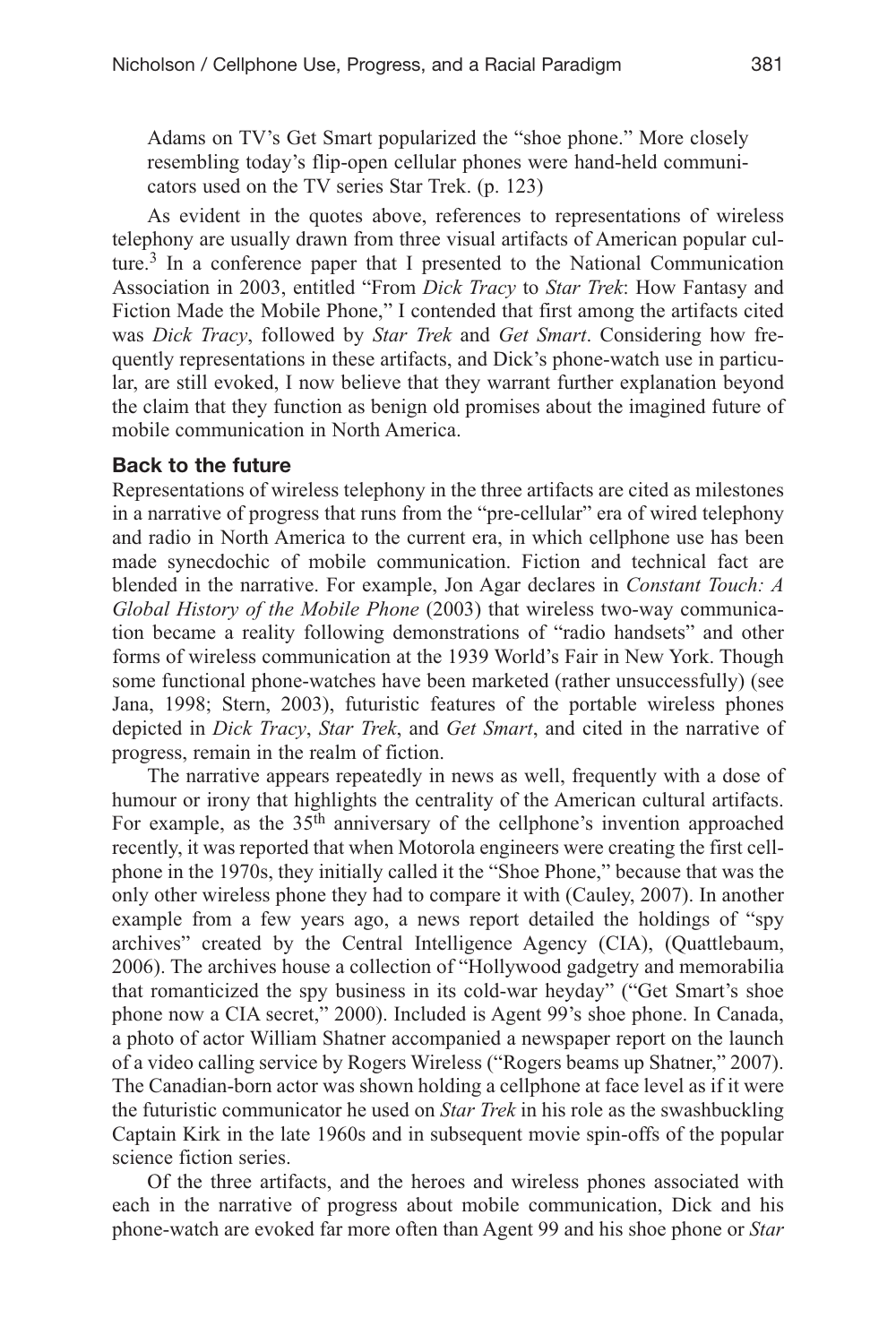Adams on TV's Get Smart popularized the "shoe phone." More closely resembling today's flip-open cellular phones were hand-held communicators used on the TV series Star Trek. (p. 123)

As evident in the quotes above, references to representations of wireless telephony are usually drawn from three visual artifacts of American popular culture.[3] In a conference paper that I presented to the National Communication Association in 2003, entitled "From *Dick Tracy* to *Star Trek*: How Fantasy and Fiction Made the Mobile Phone," I contended that first among the artifacts cited was *Dick Tracy*, followed by *Star Trek* and *Get Smart*. Considering how frequently representations in these artifacts, and Dick's phone-watch use in particular, are still evoked, I now believe that they warrant further explanation beyond the claim that they function as benign old promises about the imagined future of mobile communication in North America.

## Back to the future

Representations of wireless telephony in the three artifacts are cited as milestones in a narrative of progress that runs from the "pre-cellular" era of wired telephony and radio in North America to the current era, in which cellphone use has been made synecdochic of mobile communication. Fiction and technical fact are blended in the narrative. For example, Jon Agar declares in *Constant Touch: A Global History of the Mobile Phone* (2003) that wireless two-way communication became a reality following demonstrations of "radio handsets" and other forms of wireless communication at the 1939 World's Fair in New York. Though some functional phone-watches have been marketed (rather unsuccessfully) (see Jana, 1998; Stern, 2003), futuristic features of the portable wireless phones depicted in *Dick Tracy*, *Star Trek*, and *Get Smart*, and cited in the narrative of progress, remain in the realm of fiction.

The narrative appears repeatedly in news as well, frequently with a dose of humour or irony that highlights the centrality of the American cultural artifacts. For example, as the 35th anniversary of the cellphone's invention approached recently, it was reported that when Motorola engineers were creating the first cellphone in the 1970s, they initially called it the "Shoe Phone," because that was the only other wireless phone they had to compare it with (Cauley, 2007). In another example from a few years ago, a news report detailed the holdings of "spy archives" created by the Central Intelligence Agency (CIA), (Quattlebaum, 2006). The archives house a collection of "Hollywood gadgetry and memorabilia that romanticized the spy business in its cold-war heyday" ("Get Smart's shoe phone now a CIA secret," 2000). Included is Agent 99's shoe phone. In Canada, a photo of actor William Shatner accompanied a newspaper report on the launch of a video calling service by Rogers Wireless ("Rogers beams up Shatner," 2007). The Canadian-born actor was shown holding a cellphone at face level as if it were the futuristic communicator he used on *Star Trek* in his role as the swashbuckling Captain Kirk in the late 1960s and in subsequent movie spin-offs of the popular science fiction series.

Of the three artifacts, and the heroes and wireless phones associated with each in the narrative of progress about mobile communication, Dick and his phone-watch are evoked far more often than Agent 99 and his shoe phone or *Star*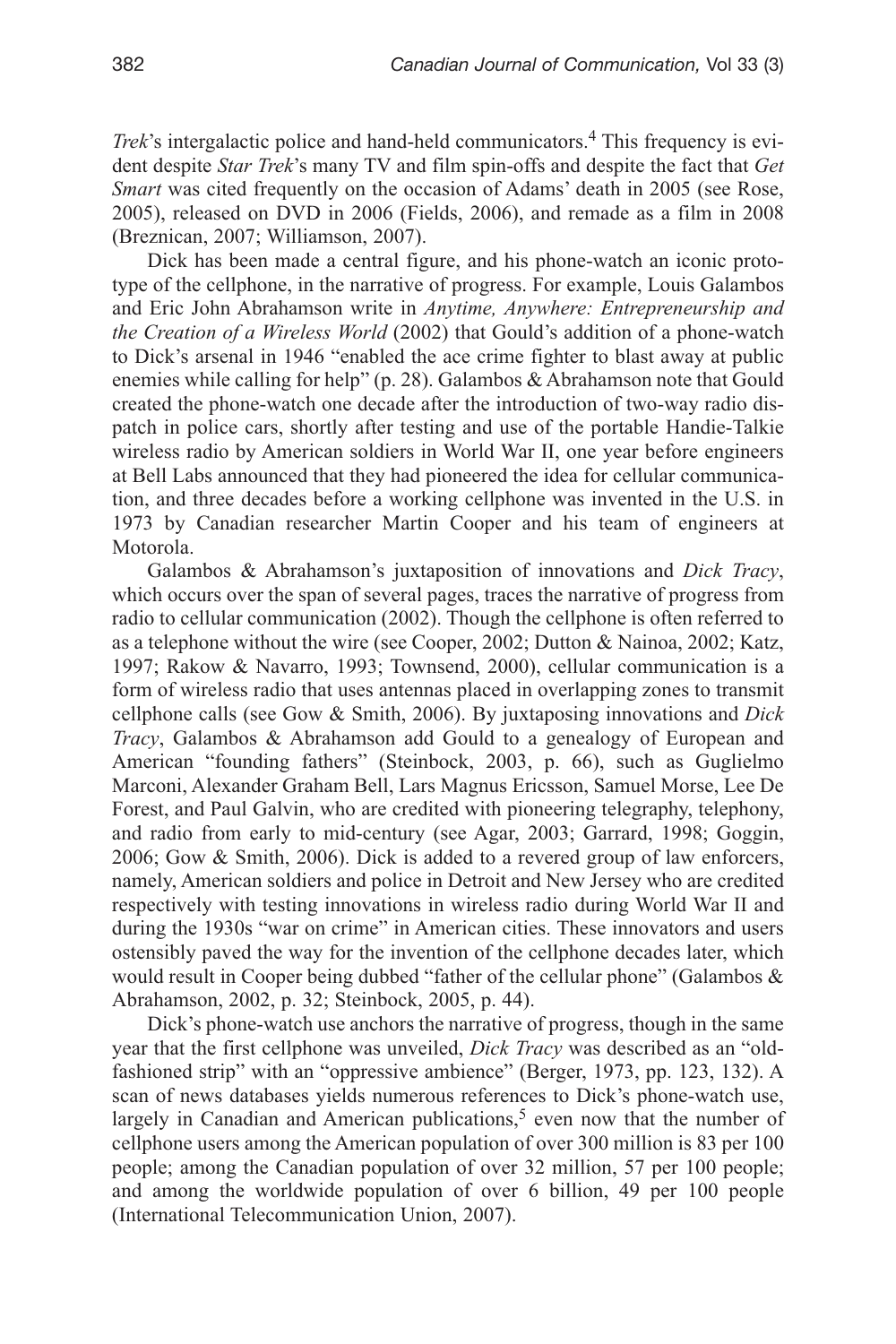*Trek*'s intergalactic police and hand-held communicators.[4] This frequency is evident despite *Star Trek*'s many TV and film spin-offs and despite the fact that *Get Smart* was cited frequently on the occasion of Adams' death in 2005 (see Rose, 2005), released on DVD in 2006 (Fields, 2006), and remade as a film in 2008 (Breznican, 2007; Williamson, 2007).

Dick has been made a central figure, and his phone-watch an iconic prototype of the cellphone, in the narrative of progress. For example, Louis Galambos and Eric John Abrahamson write in *Anytime, Anywhere: Entrepreneurship and the Creation of a Wireless World* (2002) that Gould's addition of a phone-watch to Dick's arsenal in 1946 "enabled the ace crime fighter to blast away at public enemies while calling for help" (p. 28). Galambos & Abrahamson note that Gould created the phone-watch one decade after the introduction of two-way radio dispatch in police cars, shortly after testing and use of the portable Handie-Talkie wireless radio by American soldiers in World War II, one year before engineers at Bell Labs announced that they had pioneered the idea for cellular communication, and three decades before a working cellphone was invented in the U.S. in 1973 by Canadian researcher Martin Cooper and his team of engineers at Motorola.

Galambos & Abrahamson's juxtaposition of innovations and *Dick Tracy*, which occurs over the span of several pages, traces the narrative of progress from radio to cellular communication (2002). Though the cellphone is often referred to as a telephone without the wire (see Cooper, 2002; Dutton & Nainoa, 2002; Katz, 1997; Rakow & Navarro, 1993; Townsend, 2000), cellular communication is a form of wireless radio that uses antennas placed in overlapping zones to transmit cellphone calls (see Gow & Smith, 2006). By juxtaposing innovations and *Dick Tracy*, Galambos & Abrahamson add Gould to a genealogy of European and American "founding fathers" (Steinbock, 2003, p. 66), such as Guglielmo Marconi, Alexander Graham Bell, Lars Magnus Ericsson, Samuel Morse, Lee De Forest, and Paul Galvin, who are credited with pioneering telegraphy, telephony, and radio from early to mid-century (see Agar, 2003; Garrard, 1998; Goggin, 2006; Gow & Smith, 2006). Dick is added to a revered group of law enforcers, namely, American soldiers and police in Detroit and New Jersey who are credited respectively with testing innovations in wireless radio during World War II and during the 1930s "war on crime" in American cities. These innovators and users ostensibly paved the way for the invention of the cellphone decades later, which would result in Cooper being dubbed "father of the cellular phone" (Galambos & Abrahamson, 2002, p. 32; Steinbock, 2005, p. 44).

Dick's phone-watch use anchors the narrative of progress, though in the same year that the first cellphone was unveiled, *Dick Tracy* was described as an "old-fashioned strip" with an "oppressive ambience" (Berger, 1973, pp. 123, 132). A scan of news databases yields numerous references to Dick's phone-watch use, largely in Canadian and American publications,[5] even now that the number of cellphone users among the American population of over 300 million is 83 per 100 people; among the Canadian population of over 32 million, 57 per 100 people; and among the worldwide population of over 6 billion, 49 per 100 people (International Telecommunication Union, 2007).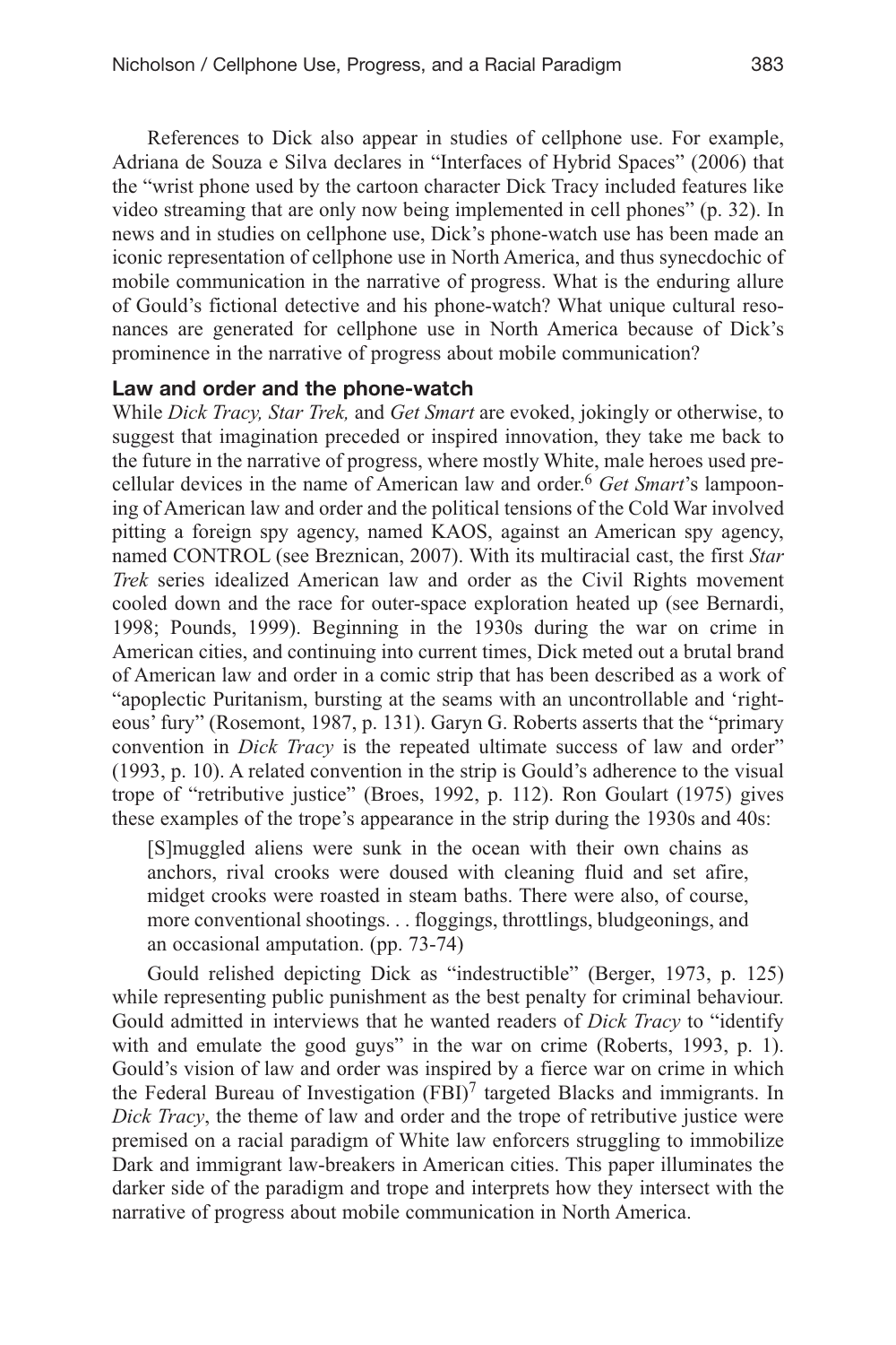References to Dick also appear in studies of cellphone use. For example, Adriana de Souza e Silva declares in "Interfaces of Hybrid Spaces" (2006) that the "wrist phone used by the cartoon character Dick Tracy included features like video streaming that are only now being implemented in cell phones" (p. 32). In news and in studies on cellphone use, Dick's phone-watch use has been made an iconic representation of cellphone use in North America, and thus synecdochic of mobile communication in the narrative of progress. What is the enduring allure of Gould's fictional detective and his phone-watch? What unique cultural resonances are generated for cellphone use in North America because of Dick's prominence in the narrative of progress about mobile communication?

## Law and order and the phone-watch

While *Dick Tracy, Star Trek,* and *Get Smart* are evoked, jokingly or otherwise, to suggest that imagination preceded or inspired innovation, they take me back to the future in the narrative of progress, where mostly White, male heroes used precellular devices in the name of American law and order.[6] *Get Smart*'s lampooning of American law and order and the political tensions of the Cold War involved pitting a foreign spy agency, named KAOS, against an American spy agency, named CONTROL (see Breznican, 2007). With its multiracial cast, the first *Star Trek* series idealized American law and order as the Civil Rights movement cooled down and the race for outer-space exploration heated up (see Bernardi, 1998; Pounds, 1999). Beginning in the 1930s during the war on crime in American cities, and continuing into current times, Dick meted out a brutal brand of American law and order in a comic strip that has been described as a work of "apoplectic Puritanism, bursting at the seams with an uncontrollable and 'righteous' fury" (Rosemont, 1987, p. 131). Garyn G. Roberts asserts that the "primary convention in *Dick Tracy* is the repeated ultimate success of law and order" (1993, p. 10). A related convention in the strip is Gould's adherence to the visual trope of "retributive justice" (Broes, 1992, p. 112). Ron Goulart (1975) gives these examples of the trope's appearance in the strip during the 1930s and 40s:

> [S]muggled aliens were sunk in the ocean with their own chains as anchors, rival crooks were doused with cleaning fluid and set afire, midget crooks were roasted in steam baths. There were also, of course, more conventional shootings. . . floggings, throttlings, bludgeonings, and an occasional amputation. (pp. 73-74)

Gould relished depicting Dick as "indestructible" (Berger, 1973, p. 125) while representing public punishment as the best penalty for criminal behaviour. Gould admitted in interviews that he wanted readers of *Dick Tracy* to "identify with and emulate the good guys" in the war on crime (Roberts, 1993, p. 1). Gould's vision of law and order was inspired by a fierce war on crime in which the Federal Bureau of Investigation (FBI)[7] targeted Blacks and immigrants. In *Dick Tracy*, the theme of law and order and the trope of retributive justice were premised on a racial paradigm of White law enforcers struggling to immobilize Dark and immigrant law-breakers in American cities. This paper illuminates the darker side of the paradigm and trope and interprets how they intersect with the narrative of progress about mobile communication in North America.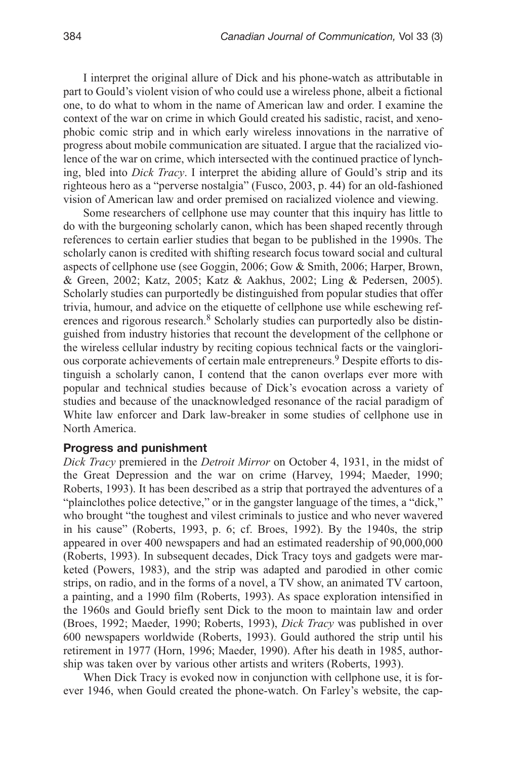I interpret the original allure of Dick and his phone-watch as attributable in part to Gould's violent vision of who could use a wireless phone, albeit a fictional one, to do what to whom in the name of American law and order. I examine the context of the war on crime in which Gould created his sadistic, racist, and xenophobic comic strip and in which early wireless innovations in the narrative of progress about mobile communication are situated. I argue that the racialized violence of the war on crime, which intersected with the continued practice of lynching, bled into *Dick Tracy*. I interpret the abiding allure of Gould's strip and its righteous hero as a "perverse nostalgia" (Fusco, 2003, p. 44) for an old-fashioned vision of American law and order premised on racialized violence and viewing.

Some researchers of cellphone use may counter that this inquiry has little to do with the burgeoning scholarly canon, which has been shaped recently through references to certain earlier studies that began to be published in the 1990s. The scholarly canon is credited with shifting research focus toward social and cultural aspects of cellphone use (see Goggin, 2006; Gow & Smith, 2006; Harper, Brown, & Green, 2002; Katz, 2005; Katz & Aakhus, 2002; Ling & Pedersen, 2005). Scholarly studies can purportedly be distinguished from popular studies that offer trivia, humour, and advice on the etiquette of cellphone use while eschewing references and rigorous research.[8] Scholarly studies can purportedly also be distinguished from industry histories that recount the development of the cellphone or the wireless cellular industry by reciting copious technical facts or the vainglorious corporate achievements of certain male entrepreneurs.[9] Despite efforts to distinguish a scholarly canon, I contend that the canon overlaps ever more with popular and technical studies because of Dick's evocation across a variety of studies and because of the unacknowledged resonance of the racial paradigm of White law enforcer and Dark law-breaker in some studies of cellphone use in North America.

### Progress and punishment

*Dick Tracy* premiered in the *Detroit Mirror* on October 4, 1931, in the midst of the Great Depression and the war on crime (Harvey, 1994; Maeder, 1990; Roberts, 1993). It has been described as a strip that portrayed the adventures of a "plainclothes police detective," or in the gangster language of the times, a "dick," who brought "the toughest and vilest criminals to justice and who never wavered in his cause" (Roberts, 1993, p. 6; cf. Broes, 1992). By the 1940s, the strip appeared in over 400 newspapers and had an estimated readership of 90,000,000 (Roberts, 1993). In subsequent decades, Dick Tracy toys and gadgets were marketed (Powers, 1983), and the strip was adapted and parodied in other comic strips, on radio, and in the forms of a novel, a TV show, an animated TV cartoon, a painting, and a 1990 film (Roberts, 1993). As space exploration intensified in the 1960s and Gould briefly sent Dick to the moon to maintain law and order (Broes, 1992; Maeder, 1990; Roberts, 1993), *Dick Tracy* was published in over 600 newspapers worldwide (Roberts, 1993). Gould authored the strip until his retirement in 1977 (Horn, 1996; Maeder, 1990). After his death in 1985, authorship was taken over by various other artists and writers (Roberts, 1993).

When Dick Tracy is evoked now in conjunction with cellphone use, it is forever 1946, when Gould created the phone-watch. On Farley's website, the cap-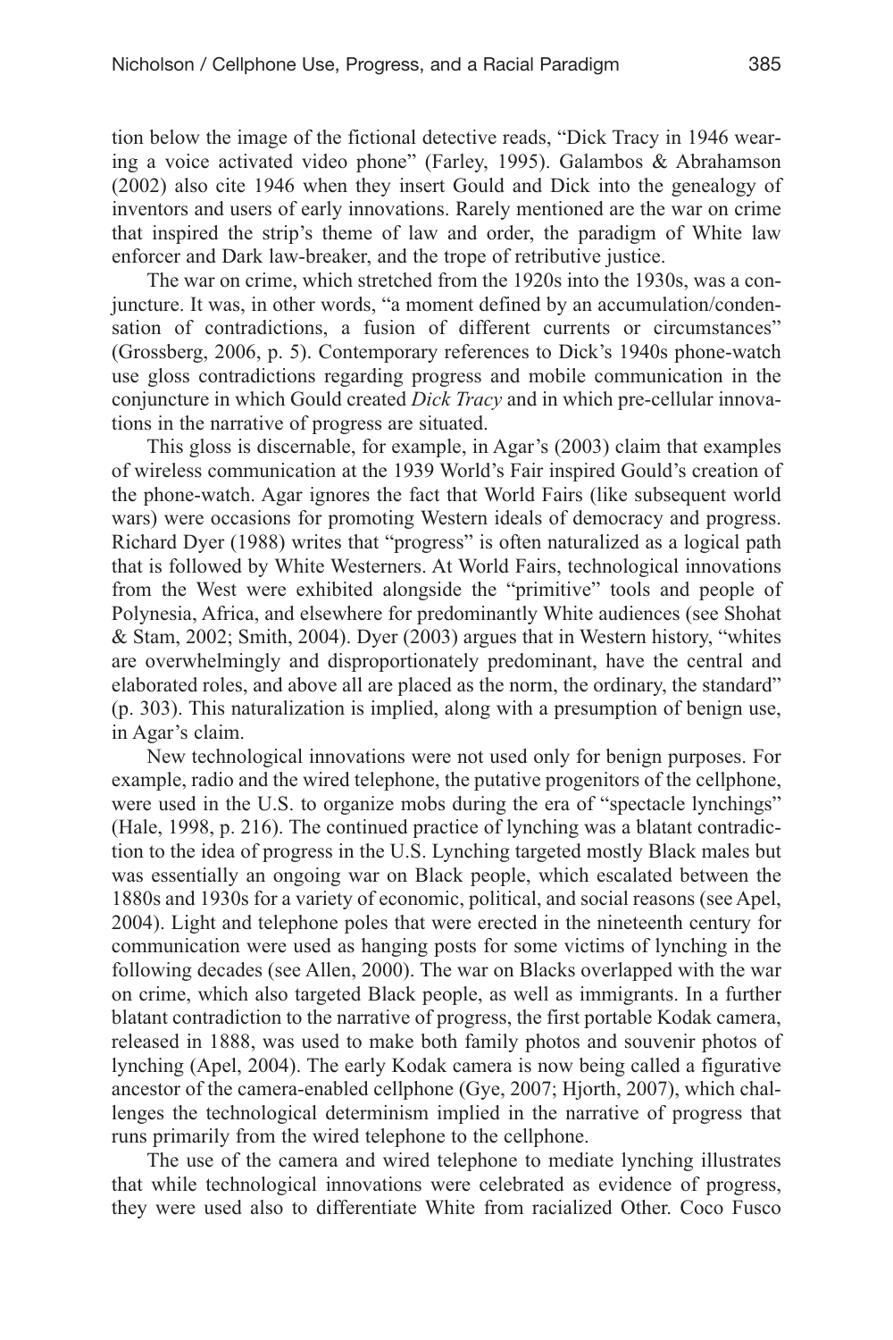tion below the image of the fictional detective reads, "Dick Tracy in 1946 wearing a voice activated video phone" (Farley, 1995). Galambos & Abrahamson (2002) also cite 1946 when they insert Gould and Dick into the genealogy of inventors and users of early innovations. Rarely mentioned are the war on crime that inspired the strip's theme of law and order, the paradigm of White law enforcer and Dark law-breaker, and the trope of retributive justice.

The war on crime, which stretched from the 1920s into the 1930s, was a conjuncture. It was, in other words, "a moment defined by an accumulation/condensation of contradictions, a fusion of different currents or circumstances" (Grossberg, 2006, p. 5). Contemporary references to Dick's 1940s phone-watch use gloss contradictions regarding progress and mobile communication in the conjuncture in which Gould created *Dick Tracy* and in which pre-cellular innovations in the narrative of progress are situated.

This gloss is discernable, for example, in Agar's (2003) claim that examples of wireless communication at the 1939 World's Fair inspired Gould's creation of the phone-watch. Agar ignores the fact that World Fairs (like subsequent world wars) were occasions for promoting Western ideals of democracy and progress. Richard Dyer (1988) writes that "progress" is often naturalized as a logical path that is followed by White Westerners. At World Fairs, technological innovations from the West were exhibited alongside the "primitive" tools and people of Polynesia, Africa, and elsewhere for predominantly White audiences (see Shohat & Stam, 2002; Smith, 2004). Dyer (2003) argues that in Western history, "whites are overwhelmingly and disproportionately predominant, have the central and elaborated roles, and above all are placed as the norm, the ordinary, the standard" (p. 303). This naturalization is implied, along with a presumption of benign use, in Agar's claim.

New technological innovations were not used only for benign purposes. For example, radio and the wired telephone, the putative progenitors of the cellphone, were used in the U.S. to organize mobs during the era of "spectacle lynchings" (Hale, 1998, p. 216). The continued practice of lynching was a blatant contradiction to the idea of progress in the U.S. Lynching targeted mostly Black males but was essentially an ongoing war on Black people, which escalated between the 1880s and 1930s for a variety of economic, political, and social reasons (see Apel, 2004). Light and telephone poles that were erected in the nineteenth century for communication were used as hanging posts for some victims of lynching in the following decades (see Allen, 2000). The war on Blacks overlapped with the war on crime, which also targeted Black people, as well as immigrants. In a further blatant contradiction to the narrative of progress, the first portable Kodak camera, released in 1888, was used to make both family photos and souvenir photos of lynching (Apel, 2004). The early Kodak camera is now being called a figurative ancestor of the camera-enabled cellphone (Gye, 2007; Hjorth, 2007), which challenges the technological determinism implied in the narrative of progress that runs primarily from the wired telephone to the cellphone.

The use of the camera and wired telephone to mediate lynching illustrates that while technological innovations were celebrated as evidence of progress, they were used also to differentiate White from racialized Other. Coco Fusco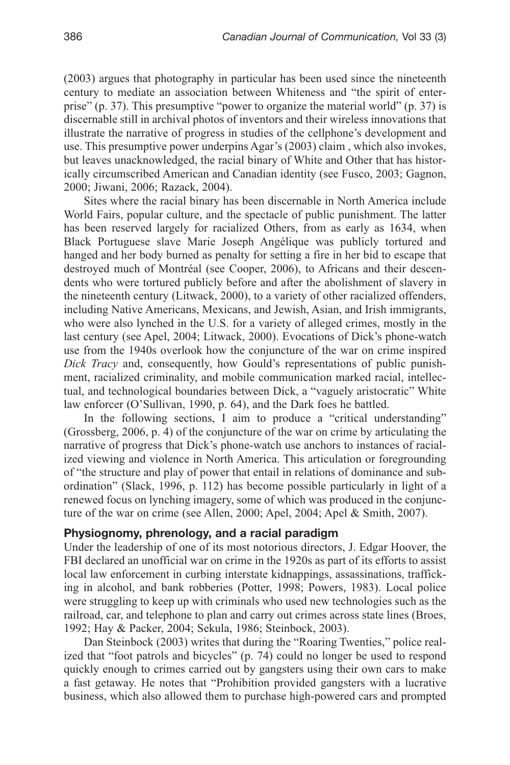(2003) argues that photography in particular has been used since the nineteenth century to mediate an association between Whiteness and "the spirit of enterprise" (p. 37). This presumptive "power to organize the material world" (p. 37) is discernable still in archival photos of inventors and their wireless innovations that illustrate the narrative of progress in studies of the cellphone's development and use. This presumptive power underpins Agar's (2003) claim , which also invokes, but leaves unacknowledged, the racial binary of White and Other that has historically circumscribed American and Canadian identity (see Fusco, 2003; Gagnon, 2000; Jiwani, 2006; Razack, 2004).

Sites where the racial binary has been discernable in North America include World Fairs, popular culture, and the spectacle of public punishment. The latter has been reserved largely for racialized Others, from as early as 1634, when Black Portuguese slave Marie Joseph Angélique was publicly tortured and hanged and her body burned as penalty for setting a fire in her bid to escape that destroyed much of Montréal (see Cooper, 2006), to Africans and their descendents who were tortured publicly before and after the abolishment of slavery in the nineteenth century (Litwack, 2000), to a variety of other racialized offenders, including Native Americans, Mexicans, and Jewish, Asian, and Irish immigrants, who were also lynched in the U.S. for a variety of alleged crimes, mostly in the last century (see Apel, 2004; Litwack, 2000). Evocations of Dick's phone-watch use from the 1940s overlook how the conjuncture of the war on crime inspired *Dick Tracy* and, consequently, how Gould's representations of public punishment, racialized criminality, and mobile communication marked racial, intellectual, and technological boundaries between Dick, a "vaguely aristocratic" White law enforcer (O'Sullivan, 1990, p. 64), and the Dark foes he battled.

In the following sections, I aim to produce a "critical understanding" (Grossberg, 2006, p. 4) of the conjuncture of the war on crime by articulating the narrative of progress that Dick's phone-watch use anchors to instances of racialized viewing and violence in North America. This articulation or foregrounding of "the structure and play of power that entail in relations of dominance and subordination" (Slack, 1996, p. 112) has become possible particularly in light of a renewed focus on lynching imagery, some of which was produced in the conjuncture of the war on crime (see Allen, 2000; Apel, 2004; Apel & Smith, 2007).

## Physiognomy, phrenology, and a racial paradigm

Under the leadership of one of its most notorious directors, J. Edgar Hoover, the FBI declared an unofficial war on crime in the 1920s as part of its efforts to assist local law enforcement in curbing interstate kidnappings, assassinations, trafficking in alcohol, and bank robberies (Potter, 1998; Powers, 1983). Local police were struggling to keep up with criminals who used new technologies such as the railroad, car, and telephone to plan and carry out crimes across state lines (Broes, 1992; Hay & Packer, 2004; Sekula, 1986; Steinbock, 2003).

Dan Steinbock (2003) writes that during the "Roaring Twenties," police realized that "foot patrols and bicycles" (p. 74) could no longer be used to respond quickly enough to crimes carried out by gangsters using their own cars to make a fast getaway. He notes that "Prohibition provided gangsters with a lucrative business, which also allowed them to purchase high-powered cars and prompted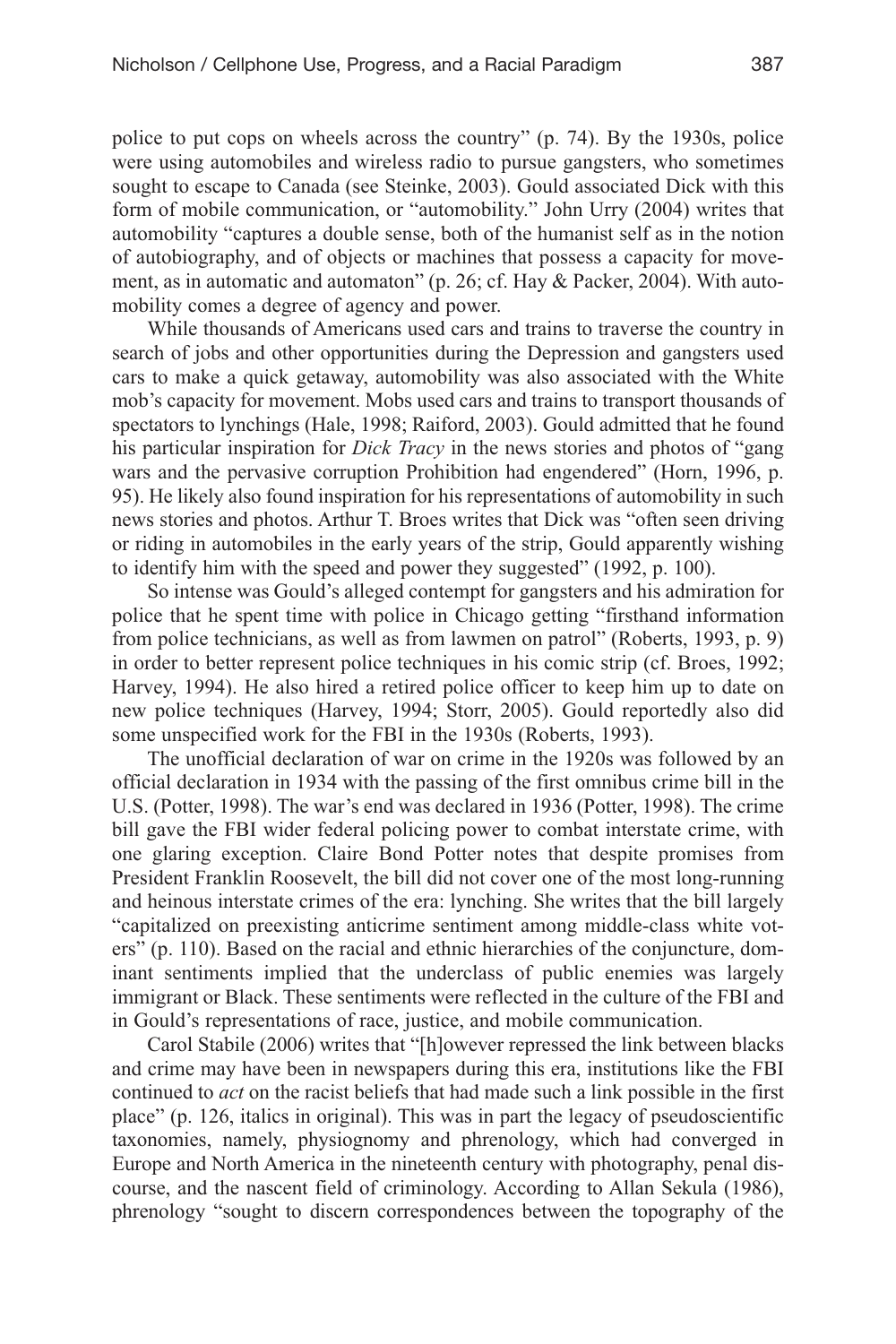police to put cops on wheels across the country" (p. 74). By the 1930s, police were using automobiles and wireless radio to pursue gangsters, who sometimes sought to escape to Canada (see Steinke, 2003). Gould associated Dick with this form of mobile communication, or "automobility." John Urry (2004) writes that automobility "captures a double sense, both of the humanist self as in the notion of autobiography, and of objects or machines that possess a capacity for movement, as in automatic and automaton" (p. 26; cf. Hay & Packer, 2004). With automobility comes a degree of agency and power.

While thousands of Americans used cars and trains to traverse the country in search of jobs and other opportunities during the Depression and gangsters used cars to make a quick getaway, automobility was also associated with the White mob's capacity for movement. Mobs used cars and trains to transport thousands of spectators to lynchings (Hale, 1998; Raiford, 2003). Gould admitted that he found his particular inspiration for *Dick Tracy* in the news stories and photos of "gang wars and the pervasive corruption Prohibition had engendered" (Horn, 1996, p. 95). He likely also found inspiration for his representations of automobility in such news stories and photos. Arthur T. Broes writes that Dick was "often seen driving or riding in automobiles in the early years of the strip, Gould apparently wishing to identify him with the speed and power they suggested" (1992, p. 100).

So intense was Gould's alleged contempt for gangsters and his admiration for police that he spent time with police in Chicago getting "firsthand information from police technicians, as well as from lawmen on patrol" (Roberts, 1993, p. 9) in order to better represent police techniques in his comic strip (cf. Broes, 1992; Harvey, 1994). He also hired a retired police officer to keep him up to date on new police techniques (Harvey, 1994; Storr, 2005). Gould reportedly also did some unspecified work for the FBI in the 1930s (Roberts, 1993).

The unofficial declaration of war on crime in the 1920s was followed by an official declaration in 1934 with the passing of the first omnibus crime bill in the U.S. (Potter, 1998). The war's end was declared in 1936 (Potter, 1998). The crime bill gave the FBI wider federal policing power to combat interstate crime, with one glaring exception. Claire Bond Potter notes that despite promises from President Franklin Roosevelt, the bill did not cover one of the most long-running and heinous interstate crimes of the era: lynching. She writes that the bill largely "capitalized on preexisting anticrime sentiment among middle-class white voters" (p. 110). Based on the racial and ethnic hierarchies of the conjuncture, dominant sentiments implied that the underclass of public enemies was largely immigrant or Black. These sentiments were reflected in the culture of the FBI and in Gould's representations of race, justice, and mobile communication.

Carol Stabile (2006) writes that "[h]owever repressed the link between blacks and crime may have been in newspapers during this era, institutions like the FBI continued to *act* on the racist beliefs that had made such a link possible in the first place" (p. 126, italics in original). This was in part the legacy of pseudoscientific taxonomies, namely, physiognomy and phrenology, which had converged in Europe and North America in the nineteenth century with photography, penal discourse, and the nascent field of criminology. According to Allan Sekula (1986), phrenology "sought to discern correspondences between the topography of the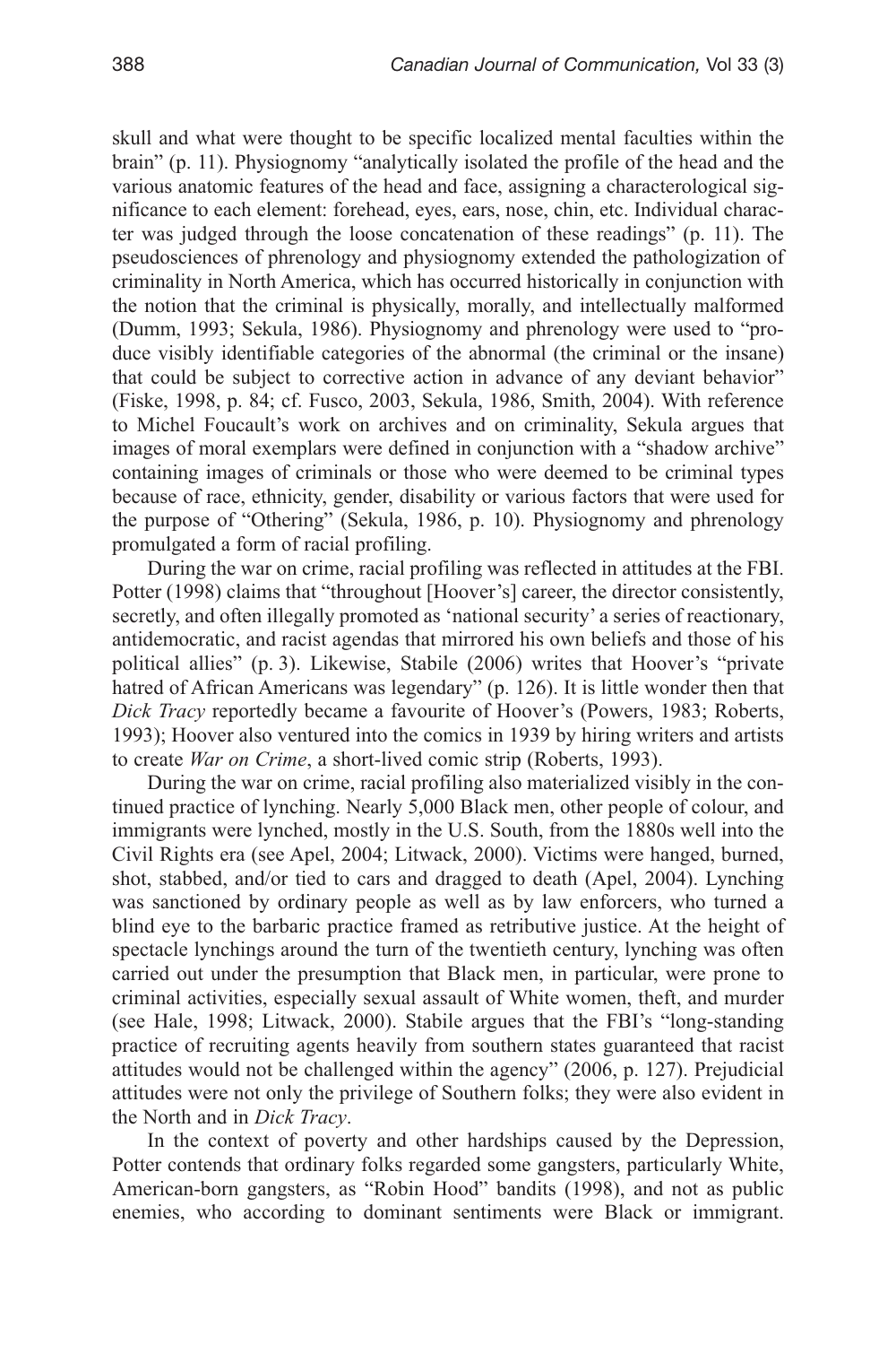skull and what were thought to be specific localized mental faculties within the brain" (p. 11). Physiognomy "analytically isolated the profile of the head and the various anatomic features of the head and face, assigning a characterological significance to each element: forehead, eyes, ears, nose, chin, etc. Individual character was judged through the loose concatenation of these readings" (p. 11). The pseudosciences of phrenology and physiognomy extended the pathologization of criminality in North America, which has occurred historically in conjunction with the notion that the criminal is physically, morally, and intellectually malformed (Dumm, 1993; Sekula, 1986). Physiognomy and phrenology were used to "produce visibly identifiable categories of the abnormal (the criminal or the insane) that could be subject to corrective action in advance of any deviant behavior" (Fiske, 1998, p. 84; cf. Fusco, 2003, Sekula, 1986, Smith, 2004). With reference to Michel Foucault's work on archives and on criminality, Sekula argues that images of moral exemplars were defined in conjunction with a "shadow archive" containing images of criminals or those who were deemed to be criminal types because of race, ethnicity, gender, disability or various factors that were used for the purpose of "Othering" (Sekula, 1986, p. 10). Physiognomy and phrenology promulgated a form of racial profiling.

During the war on crime, racial profiling was reflected in attitudes at the FBI. Potter (1998) claims that "throughout [Hoover's] career, the director consistently, secretly, and often illegally promoted as 'national security' a series of reactionary, antidemocratic, and racist agendas that mirrored his own beliefs and those of his political allies" (p. 3). Likewise, Stabile (2006) writes that Hoover's "private hatred of African Americans was legendary" (p. 126). It is little wonder then that *Dick Tracy* reportedly became a favourite of Hoover's (Powers, 1983; Roberts, 1993); Hoover also ventured into the comics in 1939 by hiring writers and artists to create *War on Crime*, a short-lived comic strip (Roberts, 1993).

During the war on crime, racial profiling also materialized visibly in the continued practice of lynching. Nearly 5,000 Black men, other people of colour, and immigrants were lynched, mostly in the U.S. South, from the 1880s well into the Civil Rights era (see Apel, 2004; Litwack, 2000). Victims were hanged, burned, shot, stabbed, and/or tied to cars and dragged to death (Apel, 2004). Lynching was sanctioned by ordinary people as well as by law enforcers, who turned a blind eye to the barbaric practice framed as retributive justice. At the height of spectacle lynchings around the turn of the twentieth century, lynching was often carried out under the presumption that Black men, in particular, were prone to criminal activities, especially sexual assault of White women, theft, and murder (see Hale, 1998; Litwack, 2000). Stabile argues that the FBI's "long-standing practice of recruiting agents heavily from southern states guaranteed that racist attitudes would not be challenged within the agency" (2006, p. 127). Prejudicial attitudes were not only the privilege of Southern folks; they were also evident in the North and in *Dick Tracy*.

In the context of poverty and other hardships caused by the Depression, Potter contends that ordinary folks regarded some gangsters, particularly White, American-born gangsters, as "Robin Hood" bandits (1998), and not as public enemies, who according to dominant sentiments were Black or immigrant.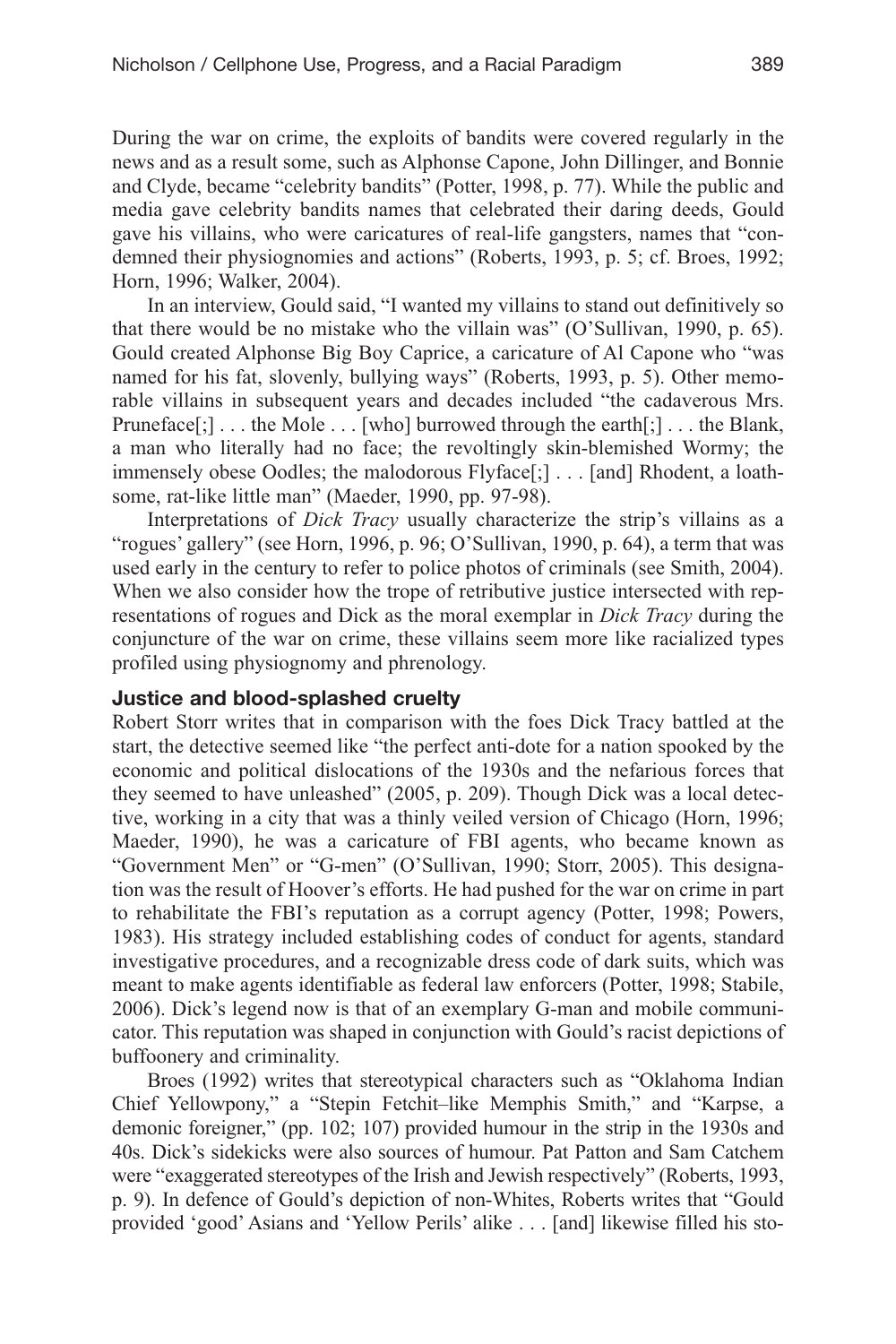During the war on crime, the exploits of bandits were covered regularly in the news and as a result some, such as Alphonse Capone, John Dillinger, and Bonnie and Clyde, became "celebrity bandits" (Potter, 1998, p. 77). While the public and media gave celebrity bandits names that celebrated their daring deeds, Gould gave his villains, who were caricatures of real-life gangsters, names that "condemned their physiognomies and actions" (Roberts, 1993, p. 5; cf. Broes, 1992; Horn, 1996; Walker, 2004).

In an interview, Gould said, "I wanted my villains to stand out definitively so that there would be no mistake who the villain was" (O'Sullivan, 1990, p. 65). Gould created Alphonse Big Boy Caprice, a caricature of Al Capone who "was named for his fat, slovenly, bullying ways" (Roberts, 1993, p. 5). Other memorable villains in subsequent years and decades included "the cadaverous Mrs. Pruneface[;] . . . the Mole . . . [who] burrowed through the earth[;] . . . the Blank, a man who literally had no face; the revoltingly skin-blemished Wormy; the immensely obese Oodles; the malodorous Flyface[;] . . . [and] Rhodent, a loathsome, rat-like little man" (Maeder, 1990, pp. 97-98).

Interpretations of *Dick Tracy* usually characterize the strip's villains as a "rogues' gallery" (see Horn, 1996, p. 96; O'Sullivan, 1990, p. 64), a term that was used early in the century to refer to police photos of criminals (see Smith, 2004). When we also consider how the trope of retributive justice intersected with representations of rogues and Dick as the moral exemplar in *Dick Tracy* during the conjuncture of the war on crime, these villains seem more like racialized types profiled using physiognomy and phrenology.

### Justice and blood-splashed cruelty

Robert Storr writes that in comparison with the foes Dick Tracy battled at the start, the detective seemed like "the perfect anti-dote for a nation spooked by the economic and political dislocations of the 1930s and the nefarious forces that they seemed to have unleashed" (2005, p. 209). Though Dick was a local detective, working in a city that was a thinly veiled version of Chicago (Horn, 1996; Maeder, 1990), he was a caricature of FBI agents, who became known as "Government Men" or "G-men" (O'Sullivan, 1990; Storr, 2005). This designation was the result of Hoover's efforts. He had pushed for the war on crime in part to rehabilitate the FBI's reputation as a corrupt agency (Potter, 1998; Powers, 1983). His strategy included establishing codes of conduct for agents, standard investigative procedures, and a recognizable dress code of dark suits, which was meant to make agents identifiable as federal law enforcers (Potter, 1998; Stabile, 2006). Dick's legend now is that of an exemplary G-man and mobile communicator. This reputation was shaped in conjunction with Gould's racist depictions of buffoonery and criminality.

Broes (1992) writes that stereotypical characters such as "Oklahoma Indian Chief Yellowpony," a "Stepin Fetchit–like Memphis Smith," and "Karpse, a demonic foreigner," (pp. 102; 107) provided humour in the strip in the 1930s and 40s. Dick's sidekicks were also sources of humour. Pat Patton and Sam Catchem were "exaggerated stereotypes of the Irish and Jewish respectively" (Roberts, 1993, p. 9). In defence of Gould's depiction of non-Whites, Roberts writes that "Gould provided 'good' Asians and 'Yellow Perils' alike . . . [and] likewise filled his sto-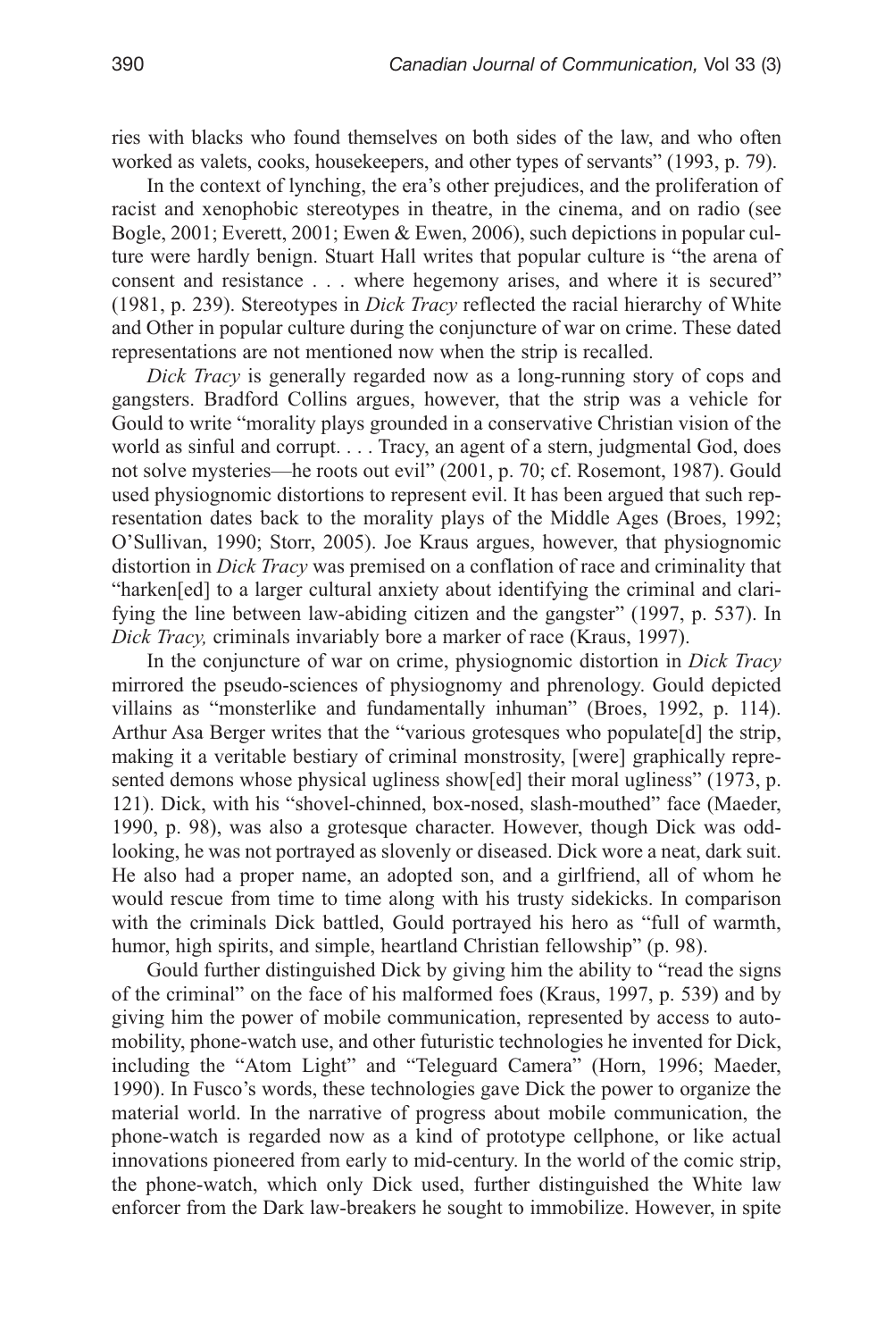ries with blacks who found themselves on both sides of the law, and who often worked as valets, cooks, housekeepers, and other types of servants" (1993, p. 79).

In the context of lynching, the era's other prejudices, and the proliferation of racist and xenophobic stereotypes in theatre, in the cinema, and on radio (see Bogle, 2001; Everett, 2001; Ewen & Ewen, 2006), such depictions in popular culture were hardly benign. Stuart Hall writes that popular culture is "the arena of consent and resistance . . . where hegemony arises, and where it is secured" (1981, p. 239). Stereotypes in *Dick Tracy* reflected the racial hierarchy of White and Other in popular culture during the conjuncture of war on crime. These dated representations are not mentioned now when the strip is recalled.

*Dick Tracy* is generally regarded now as a long-running story of cops and gangsters. Bradford Collins argues, however, that the strip was a vehicle for Gould to write "morality plays grounded in a conservative Christian vision of the world as sinful and corrupt. . . . Tracy, an agent of a stern, judgmental God, does not solve mysteries—he roots out evil" (2001, p. 70; cf. Rosemont, 1987). Gould used physiognomic distortions to represent evil. It has been argued that such representation dates back to the morality plays of the Middle Ages (Broes, 1992; O'Sullivan, 1990; Storr, 2005). Joe Kraus argues, however, that physiognomic distortion in *Dick Tracy* was premised on a conflation of race and criminality that "harken[ed] to a larger cultural anxiety about identifying the criminal and clarifying the line between law-abiding citizen and the gangster" (1997, p. 537). In *Dick Tracy,* criminals invariably bore a marker of race (Kraus, 1997).

In the conjuncture of war on crime, physiognomic distortion in *Dick Tracy* mirrored the pseudo-sciences of physiognomy and phrenology. Gould depicted villains as "monsterlike and fundamentally inhuman" (Broes, 1992, p. 114). Arthur Asa Berger writes that the "various grotesques who populate[d] the strip, making it a veritable bestiary of criminal monstrosity, [were] graphically represented demons whose physical ugliness show[ed] their moral ugliness" (1973, p. 121). Dick, with his "shovel-chinned, box-nosed, slash-mouthed" face (Maeder, 1990, p. 98), was also a grotesque character. However, though Dick was odd-looking, he was not portrayed as slovenly or diseased. Dick wore a neat, dark suit. He also had a proper name, an adopted son, and a girlfriend, all of whom he would rescue from time to time along with his trusty sidekicks. In comparison with the criminals Dick battled, Gould portrayed his hero as "full of warmth, humor, high spirits, and simple, heartland Christian fellowship" (p. 98).

Gould further distinguished Dick by giving him the ability to "read the signs of the criminal" on the face of his malformed foes (Kraus, 1997, p. 539) and by giving him the power of mobile communication, represented by access to automobility, phone-watch use, and other futuristic technologies he invented for Dick, including the "Atom Light" and "Teleguard Camera" (Horn, 1996; Maeder, 1990). In Fusco's words, these technologies gave Dick the power to organize the material world. In the narrative of progress about mobile communication, the phone-watch is regarded now as a kind of prototype cellphone, or like actual innovations pioneered from early to mid-century. In the world of the comic strip, the phone-watch, which only Dick used, further distinguished the White law enforcer from the Dark law-breakers he sought to immobilize. However, in spite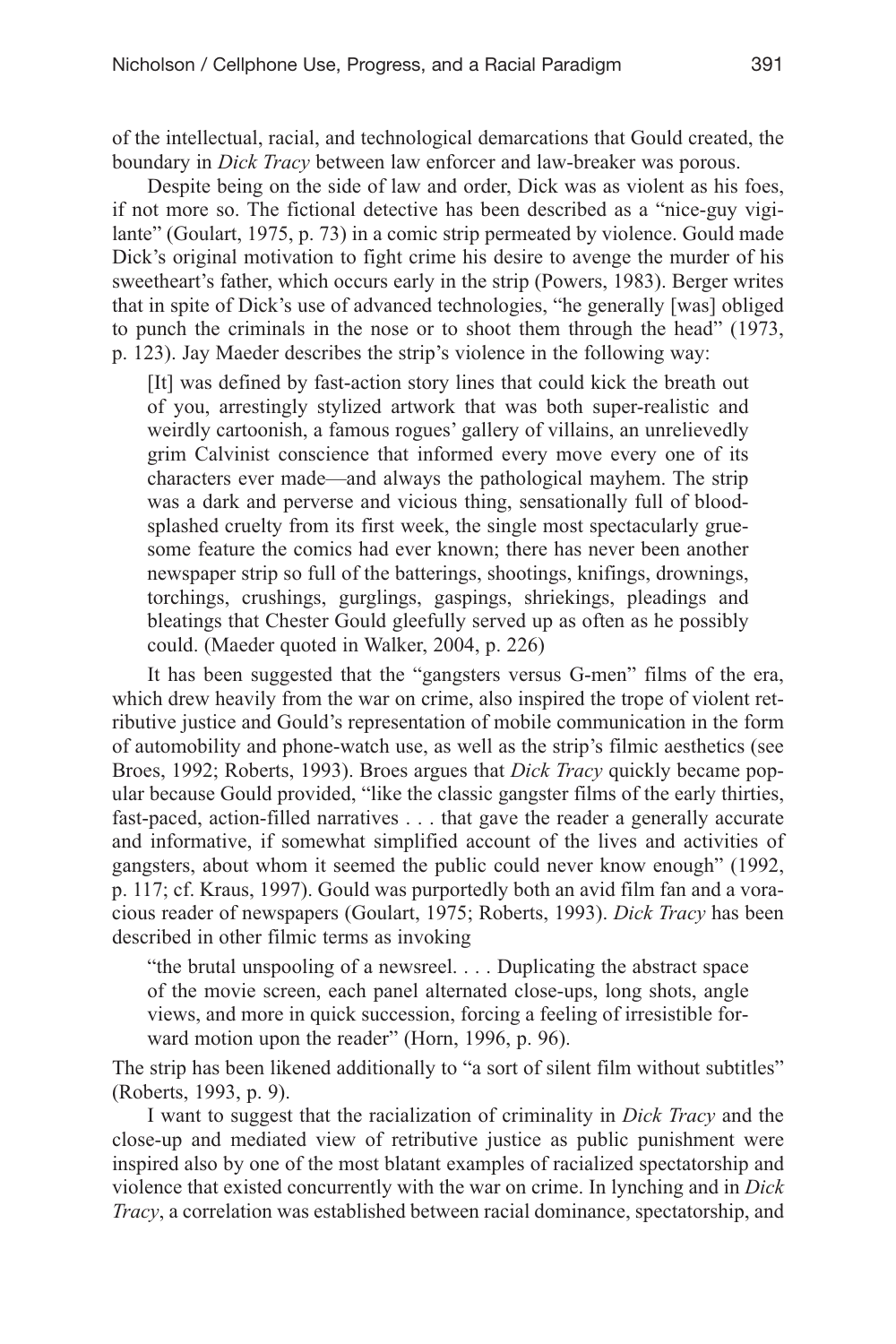of the intellectual, racial, and technological demarcations that Gould created, the boundary in *Dick Tracy* between law enforcer and law-breaker was porous.

Despite being on the side of law and order, Dick was as violent as his foes, if not more so. The fictional detective has been described as a "nice-guy vigilante" (Goulart, 1975, p. 73) in a comic strip permeated by violence. Gould made Dick's original motivation to fight crime his desire to avenge the murder of his sweetheart's father, which occurs early in the strip (Powers, 1983). Berger writes that in spite of Dick's use of advanced technologies, "he generally [was] obliged to punch the criminals in the nose or to shoot them through the head" (1973, p. 123). Jay Maeder describes the strip's violence in the following way:

> [It] was defined by fast-action story lines that could kick the breath out of you, arrestingly stylized artwork that was both super-realistic and weirdly cartoonish, a famous rogues' gallery of villains, an unrelievedly grim Calvinist conscience that informed every move every one of its characters ever made—and always the pathological mayhem. The strip was a dark and perverse and vicious thing, sensationally full of blood-splashed cruelty from its first week, the single most spectacularly gruesome feature the comics had ever known; there has never been another newspaper strip so full of the batterings, shootings, knifings, drownings, torchings, crushings, gurglings, gaspings, shriekings, pleadings and bleatings that Chester Gould gleefully served up as often as he possibly could. (Maeder quoted in Walker, 2004, p. 226)

It has been suggested that the "gangsters versus G-men" films of the era, which drew heavily from the war on crime, also inspired the trope of violent retributive justice and Gould's representation of mobile communication in the form of automobility and phone-watch use, as well as the strip's filmic aesthetics (see Broes, 1992; Roberts, 1993). Broes argues that *Dick Tracy* quickly became popular because Gould provided, "like the classic gangster films of the early thirties, fast-paced, action-filled narratives . . . that gave the reader a generally accurate and informative, if somewhat simplified account of the lives and activities of gangsters, about whom it seemed the public could never know enough" (1992, p. 117; cf. Kraus, 1997). Gould was purportedly both an avid film fan and a voracious reader of newspapers (Goulart, 1975; Roberts, 1993). *Dick Tracy* has been described in other filmic terms as invoking

> "the brutal unspooling of a newsreel. . . . Duplicating the abstract space of the movie screen, each panel alternated close-ups, long shots, angle views, and more in quick succession, forcing a feeling of irresistible forward motion upon the reader" (Horn, 1996, p. 96).

The strip has been likened additionally to "a sort of silent film without subtitles" (Roberts, 1993, p. 9).

I want to suggest that the racialization of criminality in *Dick Tracy* and the close-up and mediated view of retributive justice as public punishment were inspired also by one of the most blatant examples of racialized spectatorship and violence that existed concurrently with the war on crime. In lynching and in *Dick Tracy*, a correlation was established between racial dominance, spectatorship, and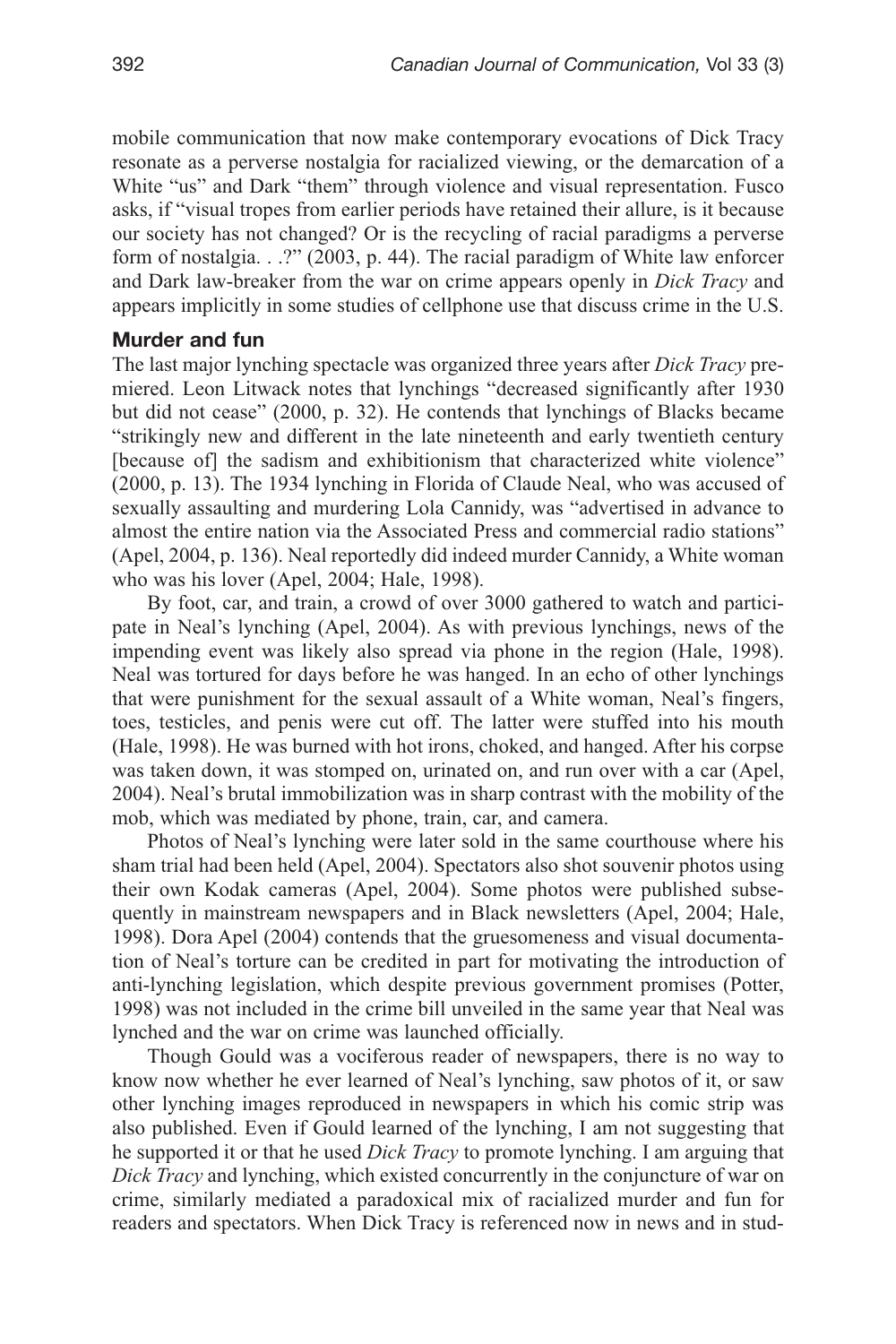mobile communication that now make contemporary evocations of Dick Tracy resonate as a perverse nostalgia for racialized viewing, or the demarcation of a White "us" and Dark "them" through violence and visual representation. Fusco asks, if "visual tropes from earlier periods have retained their allure, is it because our society has not changed? Or is the recycling of racial paradigms a perverse form of nostalgia. . .?" (2003, p. 44). The racial paradigm of White law enforcer and Dark law-breaker from the war on crime appears openly in *Dick Tracy* and appears implicitly in some studies of cellphone use that discuss crime in the U.S.

### Murder and fun

The last major lynching spectacle was organized three years after *Dick Tracy* premiered. Leon Litwack notes that lynchings "decreased significantly after 1930 but did not cease" (2000, p. 32). He contends that lynchings of Blacks became "strikingly new and different in the late nineteenth and early twentieth century [because of] the sadism and exhibitionism that characterized white violence" (2000, p. 13). The 1934 lynching in Florida of Claude Neal, who was accused of sexually assaulting and murdering Lola Cannidy, was "advertised in advance to almost the entire nation via the Associated Press and commercial radio stations" (Apel, 2004, p. 136). Neal reportedly did indeed murder Cannidy, a White woman who was his lover (Apel, 2004; Hale, 1998).

By foot, car, and train, a crowd of over 3000 gathered to watch and participate in Neal's lynching (Apel, 2004). As with previous lynchings, news of the impending event was likely also spread via phone in the region (Hale, 1998). Neal was tortured for days before he was hanged. In an echo of other lynchings that were punishment for the sexual assault of a White woman, Neal's fingers, toes, testicles, and penis were cut off. The latter were stuffed into his mouth (Hale, 1998). He was burned with hot irons, choked, and hanged. After his corpse was taken down, it was stomped on, urinated on, and run over with a car (Apel, 2004). Neal's brutal immobilization was in sharp contrast with the mobility of the mob, which was mediated by phone, train, car, and camera.

Photos of Neal's lynching were later sold in the same courthouse where his sham trial had been held (Apel, 2004). Spectators also shot souvenir photos using their own Kodak cameras (Apel, 2004). Some photos were published subsequently in mainstream newspapers and in Black newsletters (Apel, 2004; Hale, 1998). Dora Apel (2004) contends that the gruesomeness and visual documentation of Neal's torture can be credited in part for motivating the introduction of anti-lynching legislation, which despite previous government promises (Potter, 1998) was not included in the crime bill unveiled in the same year that Neal was lynched and the war on crime was launched officially.

Though Gould was a vociferous reader of newspapers, there is no way to know now whether he ever learned of Neal's lynching, saw photos of it, or saw other lynching images reproduced in newspapers in which his comic strip was also published. Even if Gould learned of the lynching, I am not suggesting that he supported it or that he used *Dick Tracy* to promote lynching. I am arguing that *Dick Tracy* and lynching, which existed concurrently in the conjuncture of war on crime, similarly mediated a paradoxical mix of racialized murder and fun for readers and spectators. When Dick Tracy is referenced now in news and in stud-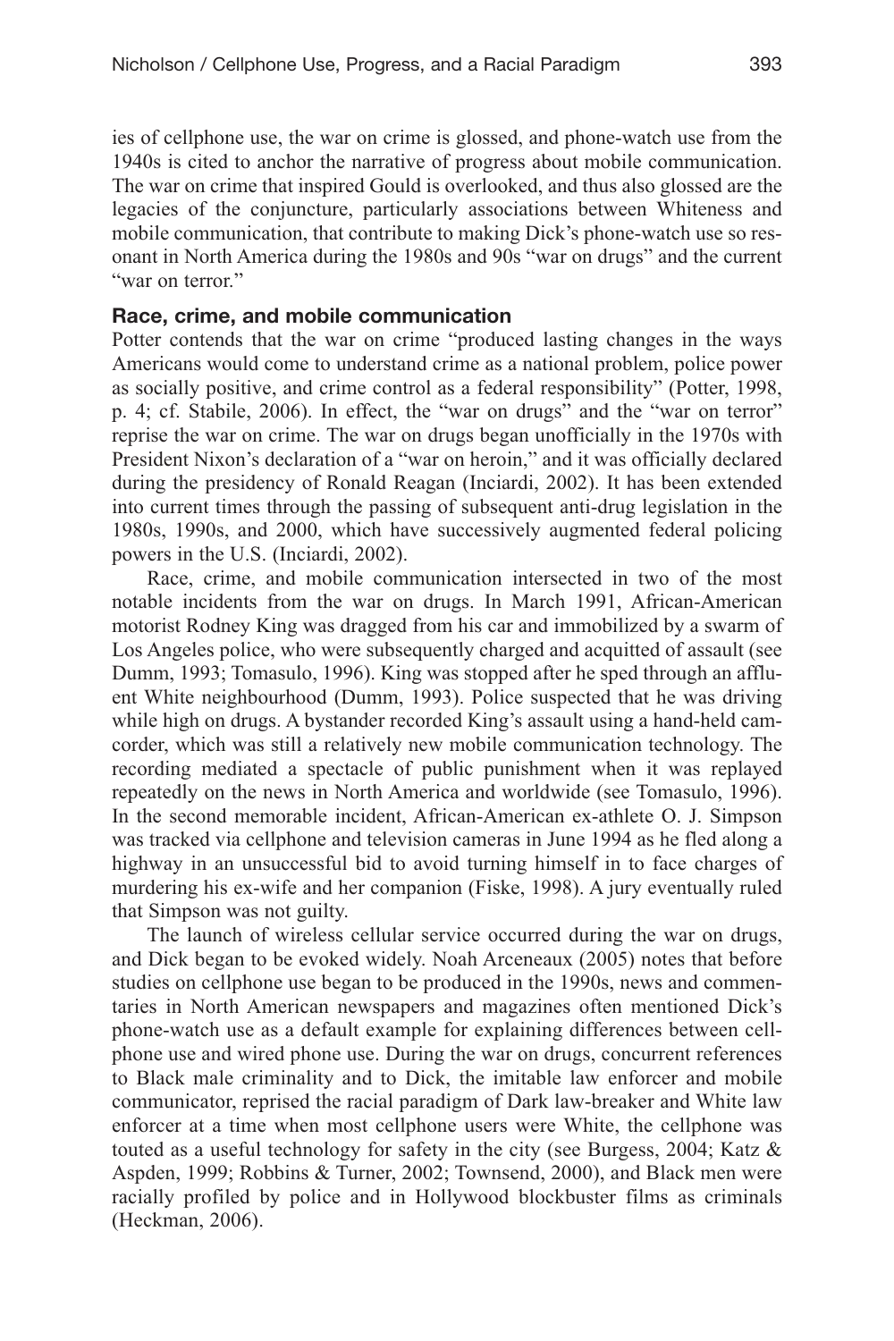ies of cellphone use, the war on crime is glossed, and phone-watch use from the 1940s is cited to anchor the narrative of progress about mobile communication. The war on crime that inspired Gould is overlooked, and thus also glossed are the legacies of the conjuncture, particularly associations between Whiteness and mobile communication, that contribute to making Dick's phone-watch use so resonant in North America during the 1980s and 90s "war on drugs" and the current "war on terror."

### Race, crime, and mobile communication

Potter contends that the war on crime "produced lasting changes in the ways Americans would come to understand crime as a national problem, police power as socially positive, and crime control as a federal responsibility" (Potter, 1998, p. 4; cf. Stabile, 2006). In effect, the "war on drugs" and the "war on terror" reprise the war on crime. The war on drugs began unofficially in the 1970s with President Nixon's declaration of a "war on heroin," and it was officially declared during the presidency of Ronald Reagan (Inciardi, 2002). It has been extended into current times through the passing of subsequent anti-drug legislation in the 1980s, 1990s, and 2000, which have successively augmented federal policing powers in the U.S. (Inciardi, 2002).

Race, crime, and mobile communication intersected in two of the most notable incidents from the war on drugs. In March 1991, African-American motorist Rodney King was dragged from his car and immobilized by a swarm of Los Angeles police, who were subsequently charged and acquitted of assault (see Dumm, 1993; Tomasulo, 1996). King was stopped after he sped through an affluent White neighbourhood (Dumm, 1993). Police suspected that he was driving while high on drugs. A bystander recorded King's assault using a hand-held camcorder, which was still a relatively new mobile communication technology. The recording mediated a spectacle of public punishment when it was replayed repeatedly on the news in North America and worldwide (see Tomasulo, 1996). In the second memorable incident, African-American ex-athlete O. J. Simpson was tracked via cellphone and television cameras in June 1994 as he fled along a highway in an unsuccessful bid to avoid turning himself in to face charges of murdering his ex-wife and her companion (Fiske, 1998). A jury eventually ruled that Simpson was not guilty.

The launch of wireless cellular service occurred during the war on drugs, and Dick began to be evoked widely. Noah Arceneaux (2005) notes that before studies on cellphone use began to be produced in the 1990s, news and commentaries in North American newspapers and magazines often mentioned Dick's phone-watch use as a default example for explaining differences between cellphone use and wired phone use. During the war on drugs, concurrent references to Black male criminality and to Dick, the imitable law enforcer and mobile communicator, reprised the racial paradigm of Dark law-breaker and White law enforcer at a time when most cellphone users were White, the cellphone was touted as a useful technology for safety in the city (see Burgess, 2004; Katz & Aspden, 1999; Robbins & Turner, 2002; Townsend, 2000), and Black men were racially profiled by police and in Hollywood blockbuster films as criminals (Heckman, 2006).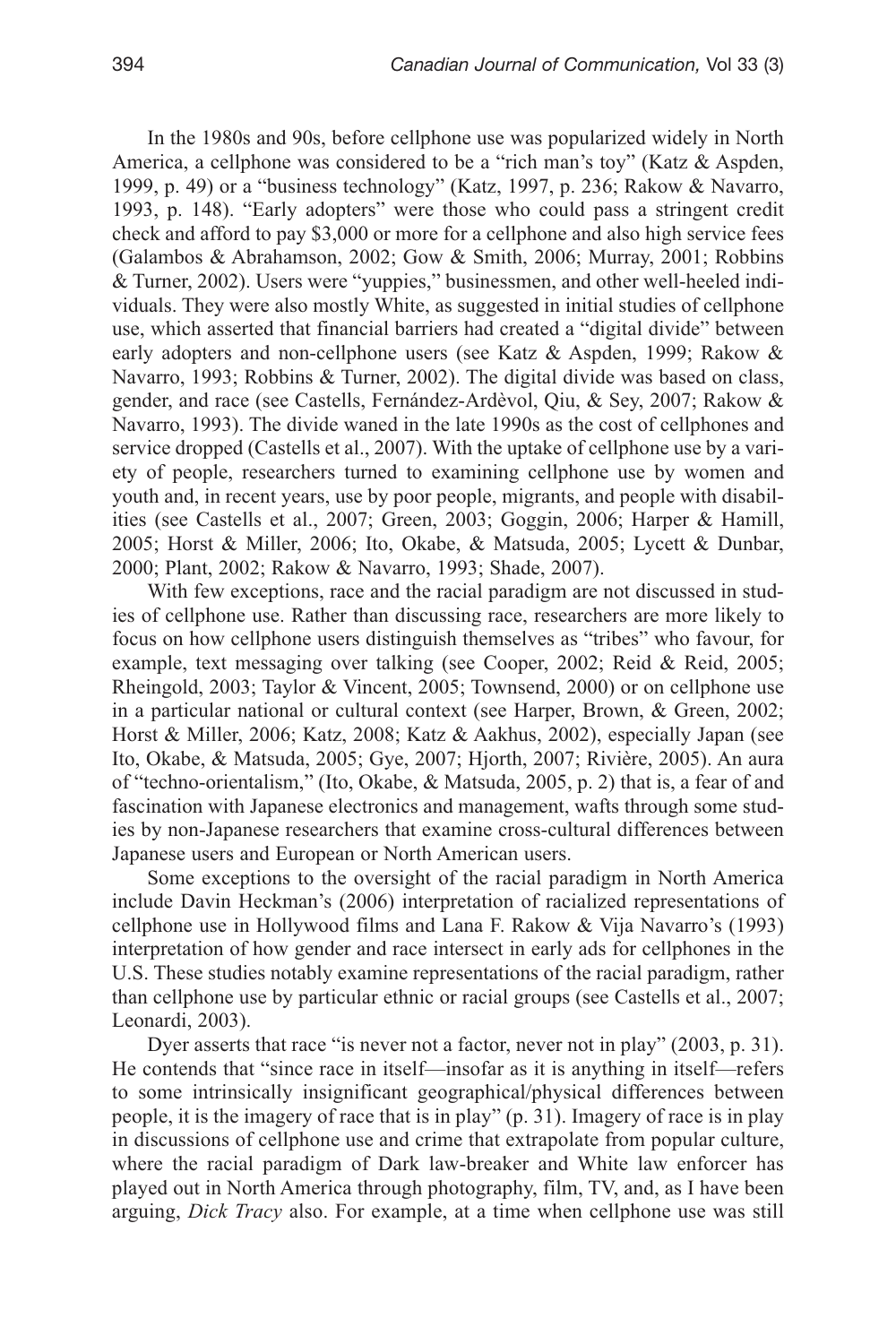In the 1980s and 90s, before cellphone use was popularized widely in North America, a cellphone was considered to be a "rich man's toy" (Katz & Aspden, 1999, p. 49) or a "business technology" (Katz, 1997, p. 236; Rakow & Navarro, 1993, p. 148). "Early adopters" were those who could pass a stringent credit check and afford to pay $3,000 or more for a cellphone and also high service fees (Galambos & Abrahamson, 2002; Gow & Smith, 2006; Murray, 2001; Robbins & Turner, 2002). Users were "yuppies," businessmen, and other well-heeled individuals. They were also mostly White, as suggested in initial studies of cellphone use, which asserted that financial barriers had created a "digital divide" between early adopters and non-cellphone users (see Katz & Aspden, 1999; Rakow & Navarro, 1993; Robbins & Turner, 2002). The digital divide was based on class, gender, and race (see Castells, Fernández-Ardèvol, Qiu, & Sey, 2007; Rakow & Navarro, 1993). The divide waned in the late 1990s as the cost of cellphones and service dropped (Castells et al., 2007). With the uptake of cellphone use by a variety of people, researchers turned to examining cellphone use by women and youth and, in recent years, use by poor people, migrants, and people with disabilities (see Castells et al., 2007; Green, 2003; Goggin, 2006; Harper & Hamill, 2005; Horst & Miller, 2006; Ito, Okabe, & Matsuda, 2005; Lycett & Dunbar, 2000; Plant, 2002; Rakow & Navarro, 1993; Shade, 2007).

With few exceptions, race and the racial paradigm are not discussed in studies of cellphone use. Rather than discussing race, researchers are more likely to focus on how cellphone users distinguish themselves as "tribes" who favour, for example, text messaging over talking (see Cooper, 2002; Reid & Reid, 2005; Rheingold, 2003; Taylor & Vincent, 2005; Townsend, 2000) or on cellphone use in a particular national or cultural context (see Harper, Brown, & Green, 2002; Horst & Miller, 2006; Katz, 2008; Katz & Aakhus, 2002), especially Japan (see Ito, Okabe, & Matsuda, 2005; Gye, 2007; Hjorth, 2007; Rivière, 2005). An aura of "techno-orientalism," (Ito, Okabe, & Matsuda, 2005, p. 2) that is, a fear of and fascination with Japanese electronics and management, wafts through some studies by non-Japanese researchers that examine cross-cultural differences between Japanese users and European or North American users.

Some exceptions to the oversight of the racial paradigm in North America include Davin Heckman's (2006) interpretation of racialized representations of cellphone use in Hollywood films and Lana F. Rakow & Vija Navarro's (1993) interpretation of how gender and race intersect in early ads for cellphones in the U.S. These studies notably examine representations of the racial paradigm, rather than cellphone use by particular ethnic or racial groups (see Castells et al., 2007; Leonardi, 2003).

Dyer asserts that race "is never not a factor, never not in play" (2003, p. 31). He contends that "since race in itself—insofar as it is anything in itself—refers to some intrinsically insignificant geographical/physical differences between people, it is the imagery of race that is in play" (p. 31). Imagery of race is in play in discussions of cellphone use and crime that extrapolate from popular culture, where the racial paradigm of Dark law-breaker and White law enforcer has played out in North America through photography, film, TV, and, as I have been arguing, *Dick Tracy* also. For example, at a time when cellphone use was still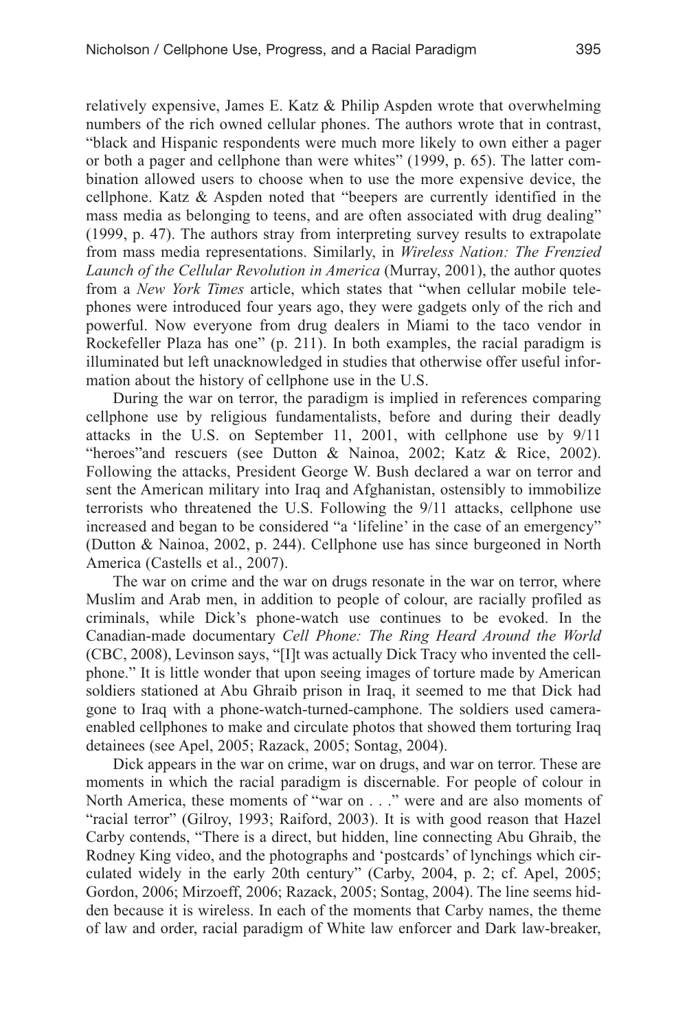relatively expensive, James E. Katz & Philip Aspden wrote that overwhelming numbers of the rich owned cellular phones. The authors wrote that in contrast, "black and Hispanic respondents were much more likely to own either a pager or both a pager and cellphone than were whites" (1999, p. 65). The latter combination allowed users to choose when to use the more expensive device, the cellphone. Katz & Aspden noted that "beepers are currently identified in the mass media as belonging to teens, and are often associated with drug dealing" (1999, p. 47). The authors stray from interpreting survey results to extrapolate from mass media representations. Similarly, in *Wireless Nation: The Frenzied Launch of the Cellular Revolution in America* (Murray, 2001), the author quotes from a *New York Times* article, which states that "when cellular mobile telephones were introduced four years ago, they were gadgets only of the rich and powerful. Now everyone from drug dealers in Miami to the taco vendor in Rockefeller Plaza has one" (p. 211). In both examples, the racial paradigm is illuminated but left unacknowledged in studies that otherwise offer useful information about the history of cellphone use in the U.S.

During the war on terror, the paradigm is implied in references comparing cellphone use by religious fundamentalists, before and during their deadly attacks in the U.S. on September 11, 2001, with cellphone use by 9/11 "heroes"and rescuers (see Dutton & Nainoa, 2002; Katz & Rice, 2002). Following the attacks, President George W. Bush declared a war on terror and sent the American military into Iraq and Afghanistan, ostensibly to immobilize terrorists who threatened the U.S. Following the 9/11 attacks, cellphone use increased and began to be considered "a 'lifeline' in the case of an emergency" (Dutton & Nainoa, 2002, p. 244). Cellphone use has since burgeoned in North America (Castells et al., 2007).

The war on crime and the war on drugs resonate in the war on terror, where Muslim and Arab men, in addition to people of colour, are racially profiled as criminals, while Dick's phone-watch use continues to be evoked. In the Canadian-made documentary *Cell Phone: The Ring Heard Around the World* (CBC, 2008), Levinson says, "[I]t was actually Dick Tracy who invented the cellphone." It is little wonder that upon seeing images of torture made by American soldiers stationed at Abu Ghraib prison in Iraq, it seemed to me that Dick had gone to Iraq with a phone-watch-turned-camphone. The soldiers used camera-enabled cellphones to make and circulate photos that showed them torturing Iraq detainees (see Apel, 2005; Razack, 2005; Sontag, 2004).

Dick appears in the war on crime, war on drugs, and war on terror. These are moments in which the racial paradigm is discernable. For people of colour in North America, these moments of "war on . . ." were and are also moments of "racial terror" (Gilroy, 1993; Raiford, 2003). It is with good reason that Hazel Carby contends, "There is a direct, but hidden, line connecting Abu Ghraib, the Rodney King video, and the photographs and 'postcards' of lynchings which circulated widely in the early 20th century" (Carby, 2004, p. 2; cf. Apel, 2005; Gordon, 2006; Mirzoeff, 2006; Razack, 2005; Sontag, 2004). The line seems hidden because it is wireless. In each of the moments that Carby names, the theme of law and order, racial paradigm of White law enforcer and Dark law-breaker,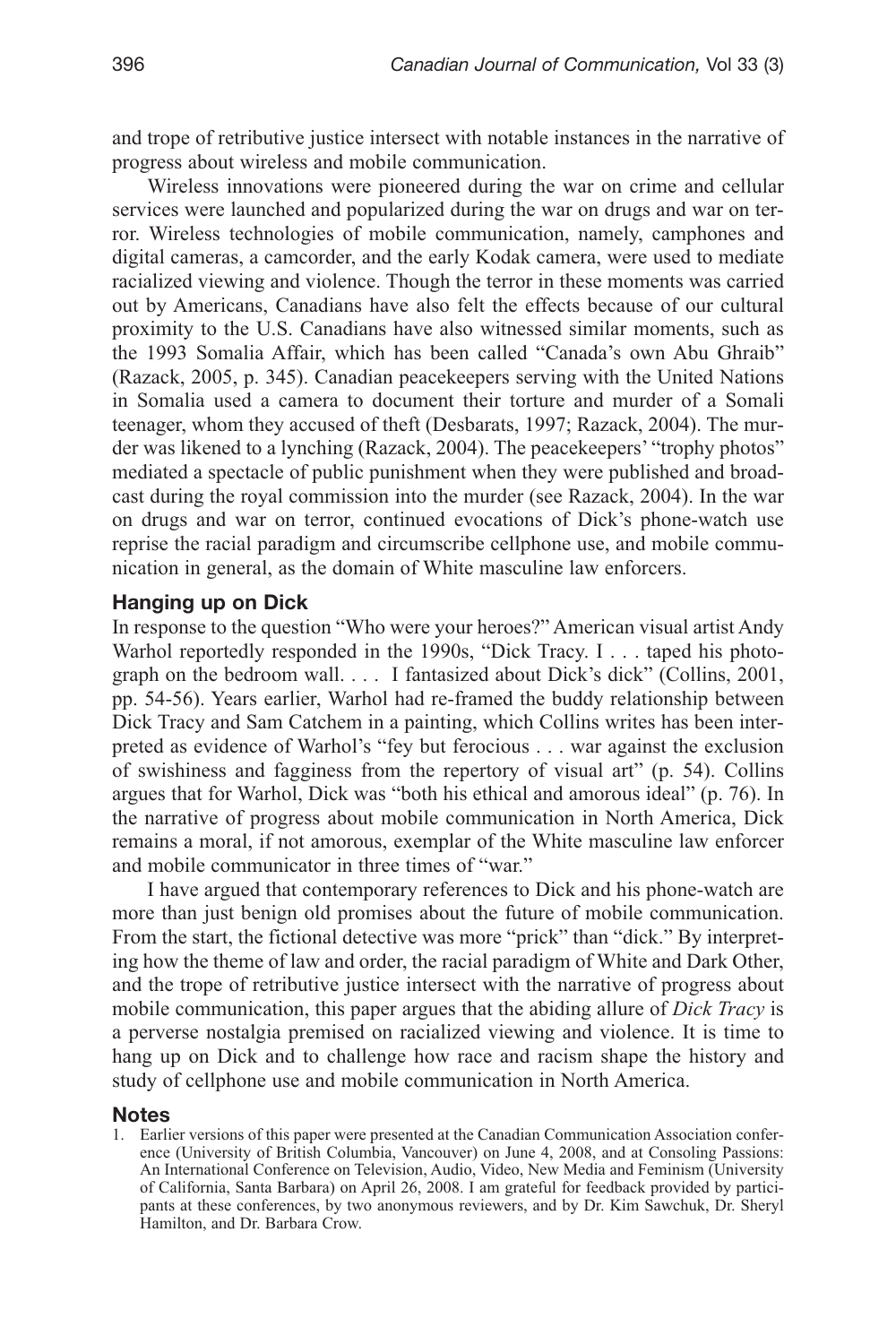and trope of retributive justice intersect with notable instances in the narrative of progress about wireless and mobile communication.

Wireless innovations were pioneered during the war on crime and cellular services were launched and popularized during the war on drugs and war on terror. Wireless technologies of mobile communication, namely, camphones and digital cameras, a camcorder, and the early Kodak camera, were used to mediate racialized viewing and violence. Though the terror in these moments was carried out by Americans, Canadians have also felt the effects because of our cultural proximity to the U.S. Canadians have also witnessed similar moments, such as the 1993 Somalia Affair, which has been called "Canada's own Abu Ghraib" (Razack, 2005, p. 345). Canadian peacekeepers serving with the United Nations in Somalia used a camera to document their torture and murder of a Somali teenager, whom they accused of theft (Desbarats, 1997; Razack, 2004). The murder was likened to a lynching (Razack, 2004). The peacekeepers' "trophy photos" mediated a spectacle of public punishment when they were published and broadcast during the royal commission into the murder (see Razack, 2004). In the war on drugs and war on terror, continued evocations of Dick's phone-watch use reprise the racial paradigm and circumscribe cellphone use, and mobile communication in general, as the domain of White masculine law enforcers.

## Hanging up on Dick

In response to the question "Who were your heroes?" American visual artist Andy Warhol reportedly responded in the 1990s, "Dick Tracy. I . . . taped his photograph on the bedroom wall. . . . I fantasized about Dick's dick" (Collins, 2001, pp. 54-56). Years earlier, Warhol had re-framed the buddy relationship between Dick Tracy and Sam Catchem in a painting, which Collins writes has been interpreted as evidence of Warhol's "fey but ferocious . . . war against the exclusion of swishiness and fagginess from the repertory of visual art" (p. 54). Collins argues that for Warhol, Dick was "both his ethical and amorous ideal" (p. 76). In the narrative of progress about mobile communication in North America, Dick remains a moral, if not amorous, exemplar of the White masculine law enforcer and mobile communicator in three times of "war."

I have argued that contemporary references to Dick and his phone-watch are more than just benign old promises about the future of mobile communication. From the start, the fictional detective was more "prick" than "dick." By interpreting how the theme of law and order, the racial paradigm of White and Dark Other, and the trope of retributive justice intersect with the narrative of progress about mobile communication, this paper argues that the abiding allure of *Dick Tracy* is a perverse nostalgia premised on racialized viewing and violence. It is time to hang up on Dick and to challenge how race and racism shape the history and study of cellphone use and mobile communication in North America.

## Notes

1. Earlier versions of this paper were presented at the Canadian Communication Association conference (University of British Columbia, Vancouver) on June 4, 2008, and at Consoling Passions: An International Conference on Television, Audio, Video, New Media and Feminism (University of California, Santa Barbara) on April 26, 2008. I am grateful for feedback provided by participants at these conferences, by two anonymous reviewers, and by Dr. Kim Sawchuk, Dr. Sheryl Hamilton, and Dr. Barbara Crow.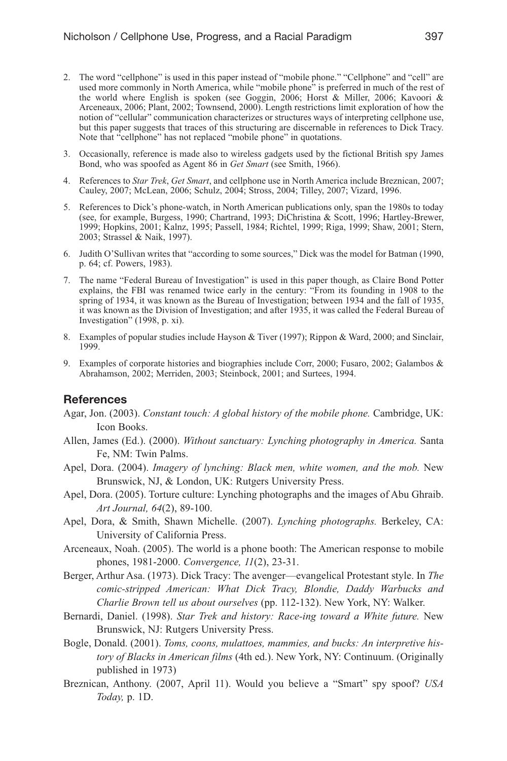2. The word "cellphone" is used in this paper instead of "mobile phone." "Cellphone" and "cell" are used more commonly in North America, while "mobile phone" is preferred in much of the rest of the world where English is spoken (see Goggin, 2006; Horst & Miller, 2006; Kavoori & Arceneaux, 2006; Plant, 2002; Townsend, 2000). Length restrictions limit exploration of how the notion of "cellular" communication characterizes or structures ways of interpreting cellphone use, but this paper suggests that traces of this structuring are discernable in references to Dick Tracy. Note that "cellphone" has not replaced "mobile phone" in quotations.

3. Occasionally, reference is made also to wireless gadgets used by the fictional British spy James Bond, who was spoofed as Agent 86 in *Get Smart* (see Smith, 1966).

4. References to *Star Trek*, *Get Smart*, and cellphone use in North America include Breznican, 2007; Cauley, 2007; McLean, 2006; Schulz, 2004; Stross, 2004; Tilley, 2007; Vizard, 1996.

5. References to Dick's phone-watch, in North American publications only, span the 1980s to today (see, for example, Burgess, 1990; Chartrand, 1993; DiChristina & Scott, 1996; Hartley-Brewer, 1999; Hopkins, 2001; Kalnz, 1995; Passell, 1984; Richtel, 1999; Riga, 1999; Shaw, 2001; Stern, 2003; Strassel & Naik, 1997).

6. Judith O'Sullivan writes that "according to some sources," Dick was the model for Batman (1990, p. 64; cf. Powers, 1983).

7. The name "Federal Bureau of Investigation" is used in this paper though, as Claire Bond Potter explains, the FBI was renamed twice early in the century: "From its founding in 1908 to the spring of 1934, it was known as the Bureau of Investigation; between 1934 and the fall of 1935, it was known as the Division of Investigation; and after 1935, it was called the Federal Bureau of Investigation" (1998, p. xi).

8. Examples of popular studies include Hayson & Tiver (1997); Rippon & Ward, 2000; and Sinclair, 1999.

9. Examples of corporate histories and biographies include Corr, 2000; Fusaro, 2002; Galambos & Abrahamson, 2002; Merriden, 2003; Steinbock, 2001; and Surtees, 1994.

## References

Agar, Jon. (2003). *Constant touch: A global history of the mobile phone.* Cambridge, UK: Icon Books.

Allen, James (Ed.). (2000). *Without sanctuary: Lynching photography in America.* Santa Fe, NM: Twin Palms.

Apel, Dora. (2004). *Imagery of lynching: Black men, white women, and the mob.* New Brunswick, NJ, & London, UK: Rutgers University Press.

Apel, Dora. (2005). Torture culture: Lynching photographs and the images of Abu Ghraib. *Art Journal, 64*(2), 89-100.

Apel, Dora, & Smith, Shawn Michelle. (2007). *Lynching photographs.* Berkeley, CA: University of California Press.

Arceneaux, Noah. (2005). The world is a phone booth: The American response to mobile phones, 1981-2000. *Convergence, 11*(2), 23-31.

Berger, Arthur Asa. (1973). Dick Tracy: The avenger—evangelical Protestant style. In *The comic-stripped American: What Dick Tracy, Blondie, Daddy Warbucks and Charlie Brown tell us about ourselves* (pp. 112-132). New York, NY: Walker.

Bernardi, Daniel. (1998). *Star Trek and history: Race-ing toward a White future.* New Brunswick, NJ: Rutgers University Press.

Bogle, Donald. (2001). *Toms, coons, mulattoes, mammies, and bucks: An interpretive history of Blacks in American films* (4th ed.). New York, NY: Continuum. (Originally published in 1973)

Breznican, Anthony. (2007, April 11). Would you believe a "Smart" spy spoof? *USA Today,* p. 1D.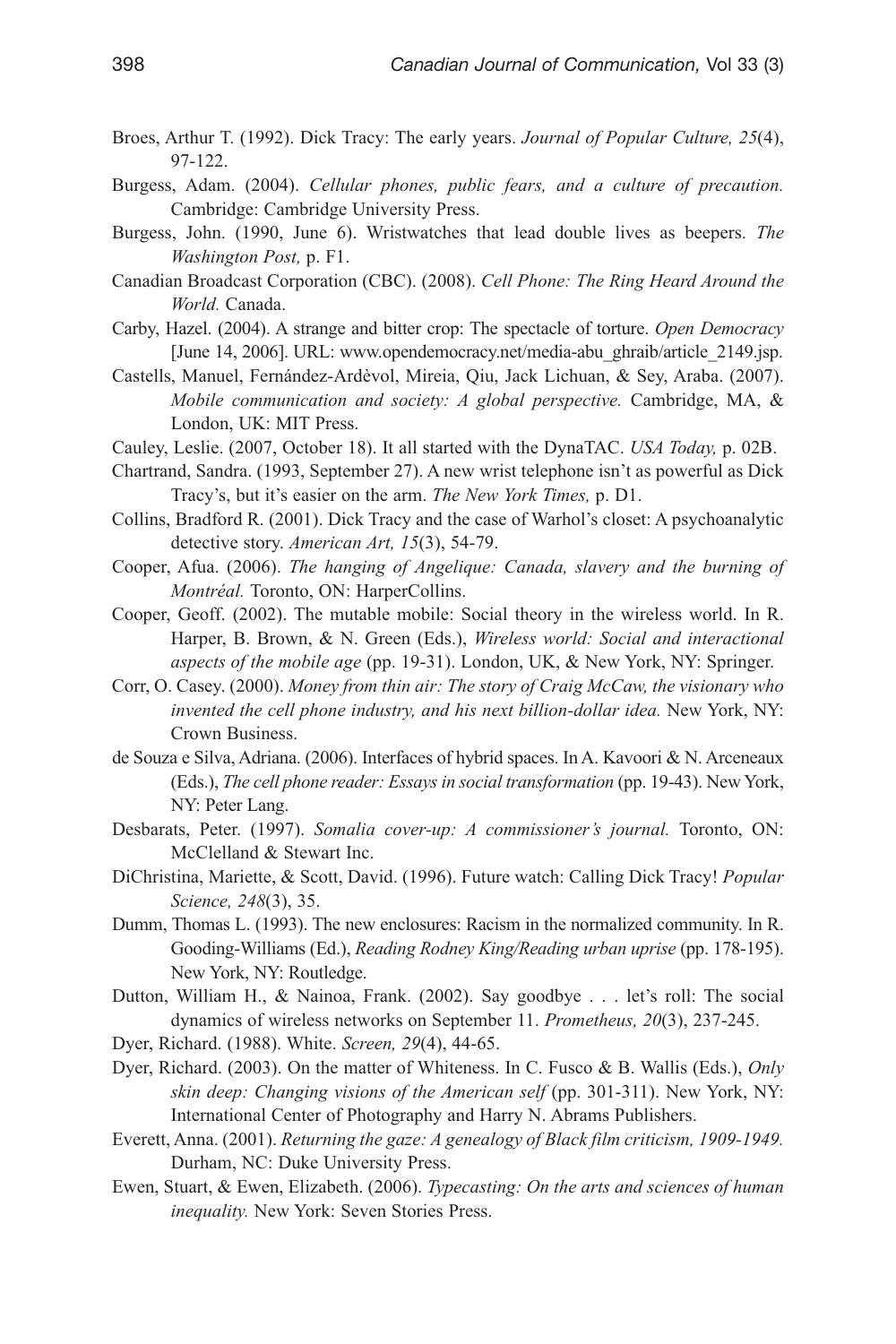Broes, Arthur T. (1992). Dick Tracy: The early years. *Journal of Popular Culture, 25*(4), 97-122.

Burgess, Adam. (2004). *Cellular phones, public fears, and a culture of precaution.* Cambridge: Cambridge University Press.

Burgess, John. (1990, June 6). Wristwatches that lead double lives as beepers. *The Washington Post,* p. F1.

Canadian Broadcast Corporation (CBC). (2008). *Cell Phone: The Ring Heard Around the World.* Canada.

Carby, Hazel. (2004). A strange and bitter crop: The spectacle of torture. *Open Democracy* [June 14, 2006]. URL: www.opendemocracy.net/media-abu_ghraib/article_2149.jsp.

Castells, Manuel, Fernández-Ardèvol, Mireia, Qiu, Jack Lichuan, & Sey, Araba. (2007). *Mobile communication and society: A global perspective.* Cambridge, MA, & London, UK: MIT Press.

Cauley, Leslie. (2007, October 18). It all started with the DynaTAC. *USA Today,* p. 02B.

Chartrand, Sandra. (1993, September 27). A new wrist telephone isn't as powerful as Dick Tracy's, but it's easier on the arm. *The New York Times,* p. D1.

Collins, Bradford R. (2001). Dick Tracy and the case of Warhol's closet: A psychoanalytic detective story. *American Art, 15*(3), 54-79.

Cooper, Afua. (2006). *The hanging of Angelique: Canada, slavery and the burning of Montréal.* Toronto, ON: HarperCollins.

Cooper, Geoff. (2002). The mutable mobile: Social theory in the wireless world. In R. Harper, B. Brown, & N. Green (Eds.), *Wireless world: Social and interactional aspects of the mobile age* (pp. 19-31). London, UK, & New York, NY: Springer.

Corr, O. Casey. (2000). *Money from thin air: The story of Craig McCaw, the visionary who invented the cell phone industry, and his next billion-dollar idea.* New York, NY: Crown Business.

de Souza e Silva, Adriana. (2006). Interfaces of hybrid spaces. In A. Kavoori & N. Arceneaux (Eds.), *The cell phone reader: Essays in social transformation* (pp. 19-43). New York, NY: Peter Lang.

Desbarats, Peter. (1997). *Somalia cover-up: A commissioner's journal.* Toronto, ON: McClelland & Stewart Inc.

DiChristina, Mariette, & Scott, David. (1996). Future watch: Calling Dick Tracy! *Popular Science, 248*(3), 35.

Dumm, Thomas L. (1993). The new enclosures: Racism in the normalized community. In R. Gooding-Williams (Ed.), *Reading Rodney King/Reading urban uprise* (pp. 178-195). New York, NY: Routledge.

Dutton, William H., & Nainoa, Frank. (2002). Say goodbye . . . let's roll: The social dynamics of wireless networks on September 11. *Prometheus, 20*(3), 237-245.

Dyer, Richard. (1988). White. *Screen, 29*(4), 44-65.

Dyer, Richard. (2003). On the matter of Whiteness. In C. Fusco & B. Wallis (Eds.), *Only skin deep: Changing visions of the American self* (pp. 301-311). New York, NY: International Center of Photography and Harry N. Abrams Publishers.

Everett, Anna. (2001). *Returning the gaze: A genealogy of Black film criticism, 1909-1949.* Durham, NC: Duke University Press.

Ewen, Stuart, & Ewen, Elizabeth. (2006). *Typecasting: On the arts and sciences of human inequality.* New York: Seven Stories Press.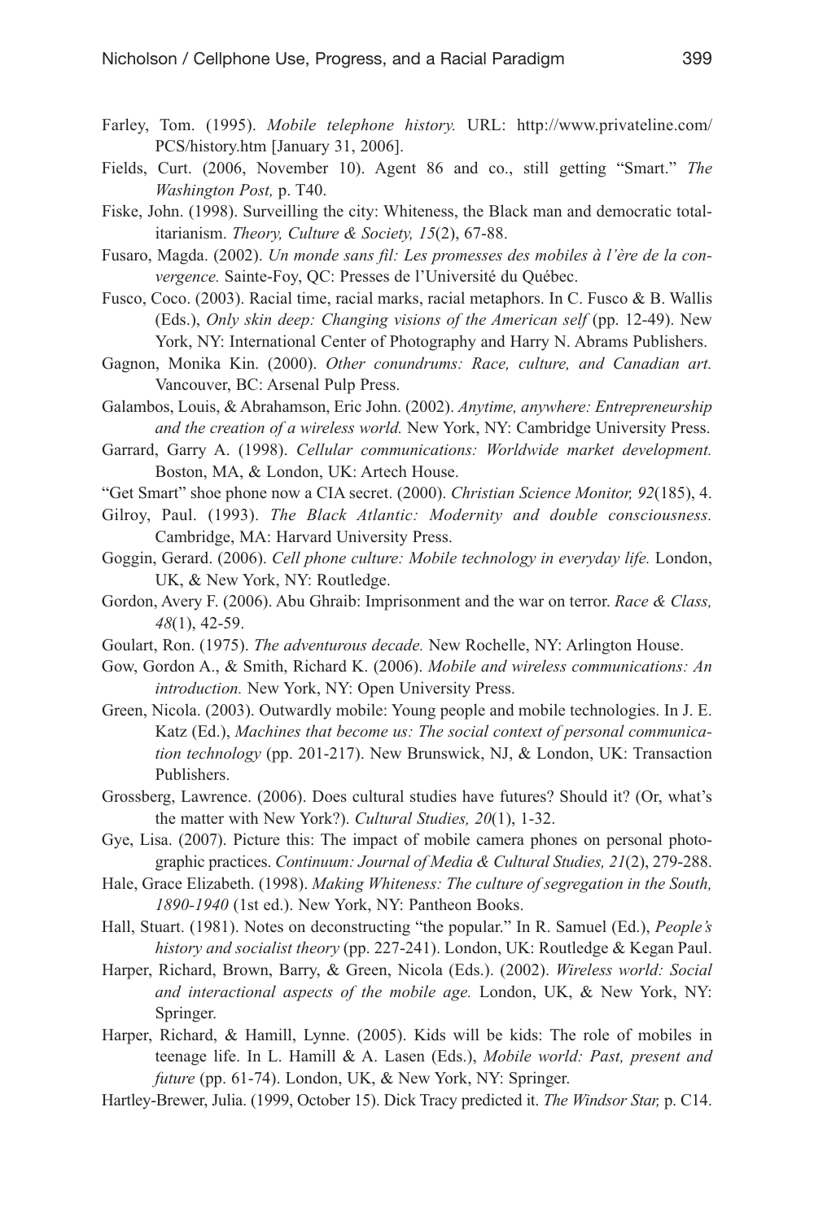Farley, Tom. (1995). *Mobile telephone history.* URL: http://www.privateline.com/PCS/history.htm [January 31, 2006].

Fields, Curt. (2006, November 10). Agent 86 and co., still getting "Smart." *The Washington Post,* p. T40.

Fiske, John. (1998). Surveilling the city: Whiteness, the Black man and democratic totalitarianism. *Theory, Culture & Society, 15*(2), 67-88.

Fusaro, Magda. (2002). *Un monde sans fil: Les promesses des mobiles à l'ère de la convergence.* Sainte-Foy, QC: Presses de l'Université du Québec.

Fusco, Coco. (2003). Racial time, racial marks, racial metaphors. In C. Fusco & B. Wallis (Eds.), *Only skin deep: Changing visions of the American self* (pp. 12-49). New York, NY: International Center of Photography and Harry N. Abrams Publishers.

Gagnon, Monika Kin. (2000). *Other conundrums: Race, culture, and Canadian art.* Vancouver, BC: Arsenal Pulp Press.

Galambos, Louis, & Abrahamson, Eric John. (2002). *Anytime, anywhere: Entrepreneurship and the creation of a wireless world.* New York, NY: Cambridge University Press.

Garrard, Garry A. (1998). *Cellular communications: Worldwide market development.* Boston, MA, & London, UK: Artech House.

"Get Smart" shoe phone now a CIA secret. (2000). *Christian Science Monitor, 92*(185), 4.

Gilroy, Paul. (1993). *The Black Atlantic: Modernity and double consciousness.* Cambridge, MA: Harvard University Press.

Goggin, Gerard. (2006). *Cell phone culture: Mobile technology in everyday life.* London, UK, & New York, NY: Routledge.

Gordon, Avery F. (2006). Abu Ghraib: Imprisonment and the war on terror. *Race & Class, 48*(1), 42-59.

Goulart, Ron. (1975). *The adventurous decade.* New Rochelle, NY: Arlington House.

Gow, Gordon A., & Smith, Richard K. (2006). *Mobile and wireless communications: An introduction.* New York, NY: Open University Press.

Green, Nicola. (2003). Outwardly mobile: Young people and mobile technologies. In J. E. Katz (Ed.), *Machines that become us: The social context of personal communication technology* (pp. 201-217). New Brunswick, NJ, & London, UK: Transaction Publishers.

Grossberg, Lawrence. (2006). Does cultural studies have futures? Should it? (Or, what's the matter with New York?). *Cultural Studies, 20*(1), 1-32.

Gye, Lisa. (2007). Picture this: The impact of mobile camera phones on personal photographic practices. *Continuum: Journal of Media & Cultural Studies, 21*(2), 279-288.

Hale, Grace Elizabeth. (1998). *Making Whiteness: The culture of segregation in the South, 1890-1940* (1st ed.). New York, NY: Pantheon Books.

Hall, Stuart. (1981). Notes on deconstructing "the popular." In R. Samuel (Ed.), *People's history and socialist theory* (pp. 227-241). London, UK: Routledge & Kegan Paul.

Harper, Richard, Brown, Barry, & Green, Nicola (Eds.). (2002). *Wireless world: Social and interactional aspects of the mobile age.* London, UK, & New York, NY: Springer.

Harper, Richard, & Hamill, Lynne. (2005). Kids will be kids: The role of mobiles in teenage life. In L. Hamill & A. Lasen (Eds.), *Mobile world: Past, present and future* (pp. 61-74). London, UK, & New York, NY: Springer.

Hartley-Brewer, Julia. (1999, October 15). Dick Tracy predicted it. *The Windsor Star,* p. C14.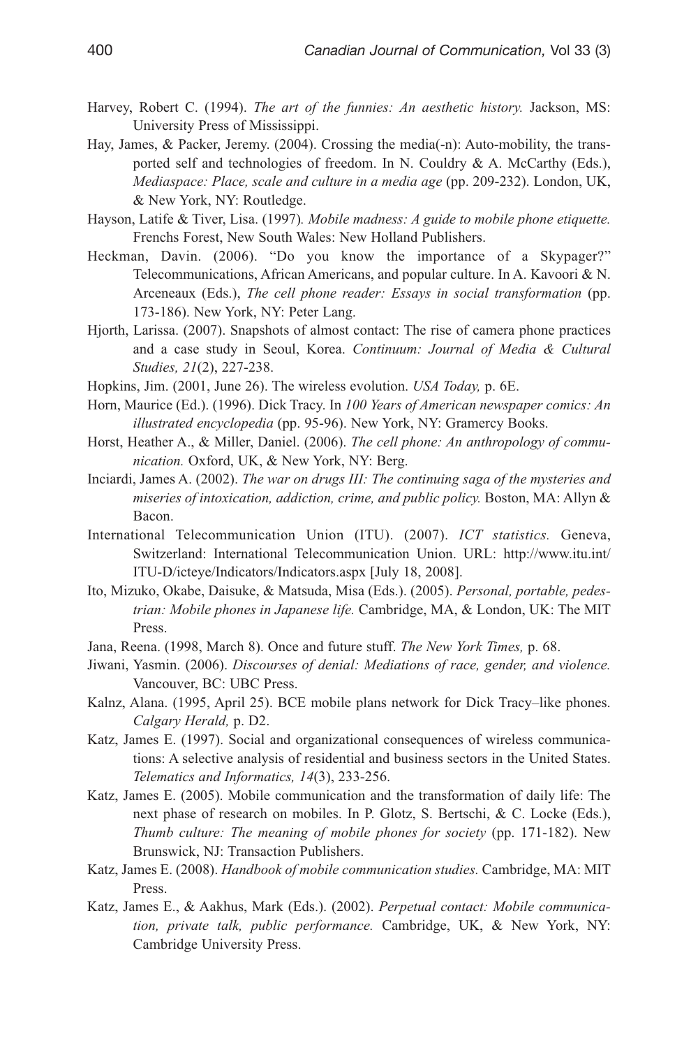Harvey, Robert C. (1994). *The art of the funnies: An aesthetic history.* Jackson, MS: University Press of Mississippi.

Hay, James, & Packer, Jeremy. (2004). Crossing the media(-n): Auto-mobility, the transported self and technologies of freedom. In N. Couldry & A. McCarthy (Eds.), *Mediaspace: Place, scale and culture in a media age* (pp. 209-232). London, UK, & New York, NY: Routledge.

Hayson, Latife & Tiver, Lisa. (1997). *Mobile madness: A guide to mobile phone etiquette.* Frenchs Forest, New South Wales: New Holland Publishers.

Heckman, Davin. (2006). "Do you know the importance of a Skypager?" Telecommunications, African Americans, and popular culture. In A. Kavoori & N. Arceneaux (Eds.), *The cell phone reader: Essays in social transformation* (pp. 173-186). New York, NY: Peter Lang.

Hjorth, Larissa. (2007). Snapshots of almost contact: The rise of camera phone practices and a case study in Seoul, Korea. *Continuum: Journal of Media & Cultural Studies, 21*(2), 227-238.

Hopkins, Jim. (2001, June 26). The wireless evolution. *USA Today,* p. 6E.

Horn, Maurice (Ed.). (1996). Dick Tracy. In *100 Years of American newspaper comics: An illustrated encyclopedia* (pp. 95-96). New York, NY: Gramercy Books.

Horst, Heather A., & Miller, Daniel. (2006). *The cell phone: An anthropology of communication.* Oxford, UK, & New York, NY: Berg.

Inciardi, James A. (2002). *The war on drugs III: The continuing saga of the mysteries and miseries of intoxication, addiction, crime, and public policy.* Boston, MA: Allyn & Bacon.

International Telecommunication Union (ITU). (2007). *ICT statistics.* Geneva, Switzerland: International Telecommunication Union. URL: http://www.itu.int/ITU-D/icteye/Indicators/Indicators.aspx [July 18, 2008].

Ito, Mizuko, Okabe, Daisuke, & Matsuda, Misa (Eds.). (2005). *Personal, portable, pedestrian: Mobile phones in Japanese life.* Cambridge, MA, & London, UK: The MIT Press.

Jana, Reena. (1998, March 8). Once and future stuff. *The New York Times,* p. 68.

Jiwani, Yasmin. (2006). *Discourses of denial: Mediations of race, gender, and violence.* Vancouver, BC: UBC Press.

Kalnz, Alana. (1995, April 25). BCE mobile plans network for Dick Tracy–like phones. *Calgary Herald,* p. D2.

Katz, James E. (1997). Social and organizational consequences of wireless communications: A selective analysis of residential and business sectors in the United States. *Telematics and Informatics, 14*(3), 233-256.

Katz, James E. (2005). Mobile communication and the transformation of daily life: The next phase of research on mobiles. In P. Glotz, S. Bertschi, & C. Locke (Eds.), *Thumb culture: The meaning of mobile phones for society* (pp. 171-182). New Brunswick, NJ: Transaction Publishers.

Katz, James E. (2008). *Handbook of mobile communication studies.* Cambridge, MA: MIT Press.

Katz, James E., & Aakhus, Mark (Eds.). (2002). *Perpetual contact: Mobile communication, private talk, public performance.* Cambridge, UK, & New York, NY: Cambridge University Press.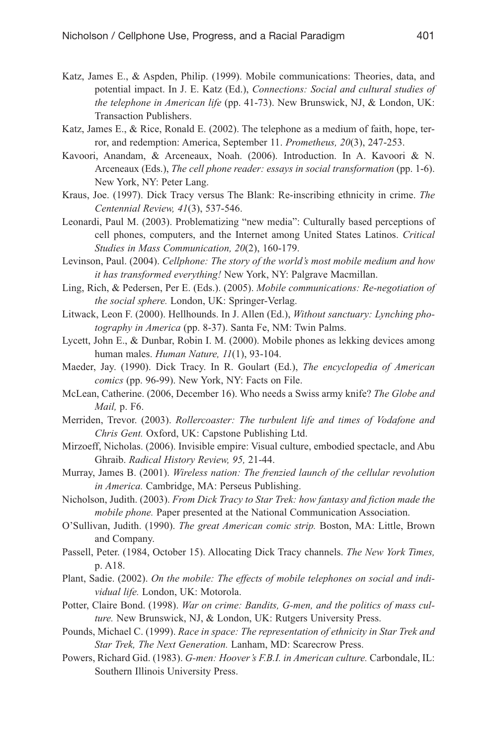Katz, James E., & Aspden, Philip. (1999). Mobile communications: Theories, data, and potential impact. In J. E. Katz (Ed.), *Connections: Social and cultural studies of the telephone in American life* (pp. 41-73). New Brunswick, NJ, & London, UK: Transaction Publishers.

Katz, James E., & Rice, Ronald E. (2002). The telephone as a medium of faith, hope, terror, and redemption: America, September 11. *Prometheus, 20*(3), 247-253.

Kavoori, Anandam, & Arceneaux, Noah. (2006). Introduction. In A. Kavoori & N. Arceneaux (Eds.), *The cell phone reader: essays in social transformation* (pp. 1-6). New York, NY: Peter Lang.

Kraus, Joe. (1997). Dick Tracy versus The Blank: Re-inscribing ethnicity in crime. *The Centennial Review, 41*(3), 537-546.

Leonardi, Paul M. (2003). Problematizing "new media": Culturally based perceptions of cell phones, computers, and the Internet among United States Latinos. *Critical Studies in Mass Communication, 20*(2), 160-179.

Levinson, Paul. (2004). *Cellphone: The story of the world's most mobile medium and how it has transformed everything!* New York, NY: Palgrave Macmillan.

Ling, Rich, & Pedersen, Per E. (Eds.). (2005). *Mobile communications: Re-negotiation of the social sphere.* London, UK: Springer-Verlag.

Litwack, Leon F. (2000). Hellhounds. In J. Allen (Ed.), *Without sanctuary: Lynching photography in America* (pp. 8-37). Santa Fe, NM: Twin Palms.

Lycett, John E., & Dunbar, Robin I. M. (2000). Mobile phones as lekking devices among human males. *Human Nature, 11*(1), 93-104.

Maeder, Jay. (1990). Dick Tracy. In R. Goulart (Ed.), *The encyclopedia of American comics* (pp. 96-99). New York, NY: Facts on File.

McLean, Catherine. (2006, December 16). Who needs a Swiss army knife? *The Globe and Mail,* p. F6.

Merriden, Trevor. (2003). *Rollercoaster: The turbulent life and times of Vodafone and Chris Gent.* Oxford, UK: Capstone Publishing Ltd.

Mirzoeff, Nicholas. (2006). Invisible empire: Visual culture, embodied spectacle, and Abu Ghraib. *Radical History Review, 95,* 21-44.

Murray, James B. (2001). *Wireless nation: The frenzied launch of the cellular revolution in America.* Cambridge, MA: Perseus Publishing.

Nicholson, Judith. (2003). *From Dick Tracy to Star Trek: how fantasy and fiction made the mobile phone.* Paper presented at the National Communication Association.

O'Sullivan, Judith. (1990). *The great American comic strip.* Boston, MA: Little, Brown and Company.

Passell, Peter. (1984, October 15). Allocating Dick Tracy channels. *The New York Times,* p. A18.

Plant, Sadie. (2002). *On the mobile: The effects of mobile telephones on social and individual life.* London, UK: Motorola.

Potter, Claire Bond. (1998). *War on crime: Bandits, G-men, and the politics of mass culture.* New Brunswick, NJ, & London, UK: Rutgers University Press.

Pounds, Michael C. (1999). *Race in space: The representation of ethnicity in Star Trek and Star Trek, The Next Generation.* Lanham, MD: Scarecrow Press.

Powers, Richard Gid. (1983). *G-men: Hoover's F.B.I. in American culture.* Carbondale, IL: Southern Illinois University Press.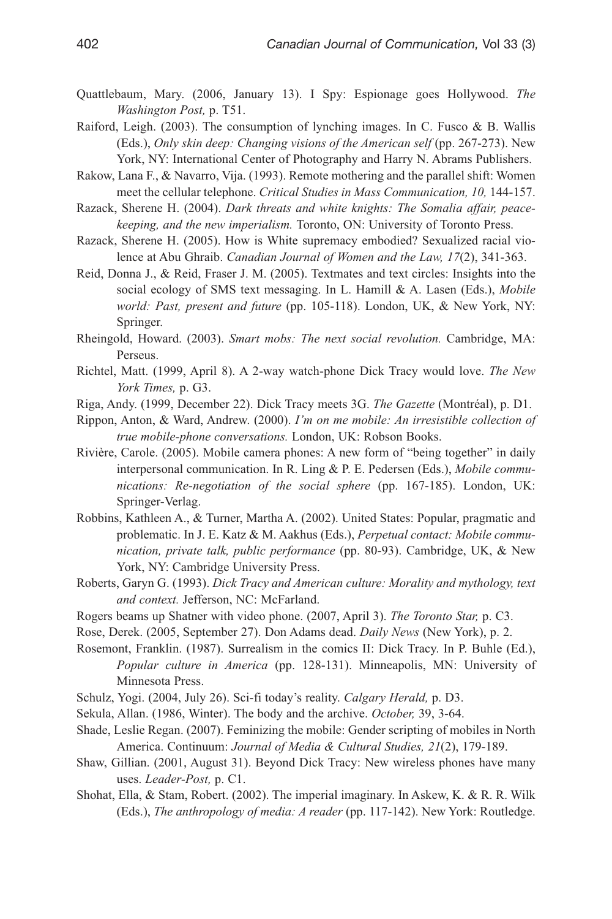Quattlebaum, Mary. (2006, January 13). I Spy: Espionage goes Hollywood. *The Washington Post,* p. T51.

Raiford, Leigh. (2003). The consumption of lynching images. In C. Fusco & B. Wallis (Eds.), *Only skin deep: Changing visions of the American self* (pp. 267-273). New York, NY: International Center of Photography and Harry N. Abrams Publishers.

Rakow, Lana F., & Navarro, Vija. (1993). Remote mothering and the parallel shift: Women meet the cellular telephone. *Critical Studies in Mass Communication, 10,* 144-157.

Razack, Sherene H. (2004). *Dark threats and white knights: The Somalia affair, peacekeeping, and the new imperialism.* Toronto, ON: University of Toronto Press.

Razack, Sherene H. (2005). How is White supremacy embodied? Sexualized racial violence at Abu Ghraib. *Canadian Journal of Women and the Law, 17*(2), 341-363.

Reid, Donna J., & Reid, Fraser J. M. (2005). Textmates and text circles: Insights into the social ecology of SMS text messaging. In L. Hamill & A. Lasen (Eds.), *Mobile world: Past, present and future* (pp. 105-118). London, UK, & New York, NY: Springer.

Rheingold, Howard. (2003). *Smart mobs: The next social revolution.* Cambridge, MA: Perseus.

Richtel, Matt. (1999, April 8). A 2-way watch-phone Dick Tracy would love. *The New York Times,* p. G3.

Riga, Andy. (1999, December 22). Dick Tracy meets 3G. *The Gazette* (Montréal), p. D1.

Rippon, Anton, & Ward, Andrew. (2000). *I'm on me mobile: An irresistible collection of true mobile-phone conversations.* London, UK: Robson Books.

Rivière, Carole. (2005). Mobile camera phones: A new form of "being together" in daily interpersonal communication. In R. Ling & P. E. Pedersen (Eds.), *Mobile communications: Re-negotiation of the social sphere* (pp. 167-185). London, UK: Springer-Verlag.

Robbins, Kathleen A., & Turner, Martha A. (2002). United States: Popular, pragmatic and problematic. In J. E. Katz & M. Aakhus (Eds.), *Perpetual contact: Mobile communication, private talk, public performance* (pp. 80-93). Cambridge, UK, & New York, NY: Cambridge University Press.

Roberts, Garyn G. (1993). *Dick Tracy and American culture: Morality and mythology, text and context.* Jefferson, NC: McFarland.

Rogers beams up Shatner with video phone. (2007, April 3). *The Toronto Star,* p. C3.

Rose, Derek. (2005, September 27). Don Adams dead. *Daily News* (New York), p. 2.

Rosemont, Franklin. (1987). Surrealism in the comics II: Dick Tracy. In P. Buhle (Ed.), *Popular culture in America* (pp. 128-131). Minneapolis, MN: University of Minnesota Press.

Schulz, Yogi. (2004, July 26). Sci-fi today's reality. *Calgary Herald,* p. D3.

Sekula, Allan. (1986, Winter). The body and the archive. *October,* 39, 3-64.

Shade, Leslie Regan. (2007). Feminizing the mobile: Gender scripting of mobiles in North America. Continuum: *Journal of Media & Cultural Studies, 21*(2), 179-189.

Shaw, Gillian. (2001, August 31). Beyond Dick Tracy: New wireless phones have many uses. *Leader-Post,* p. C1.

Shohat, Ella, & Stam, Robert. (2002). The imperial imaginary. In Askew, K. & R. R. Wilk (Eds.), *The anthropology of media: A reader* (pp. 117-142). New York: Routledge.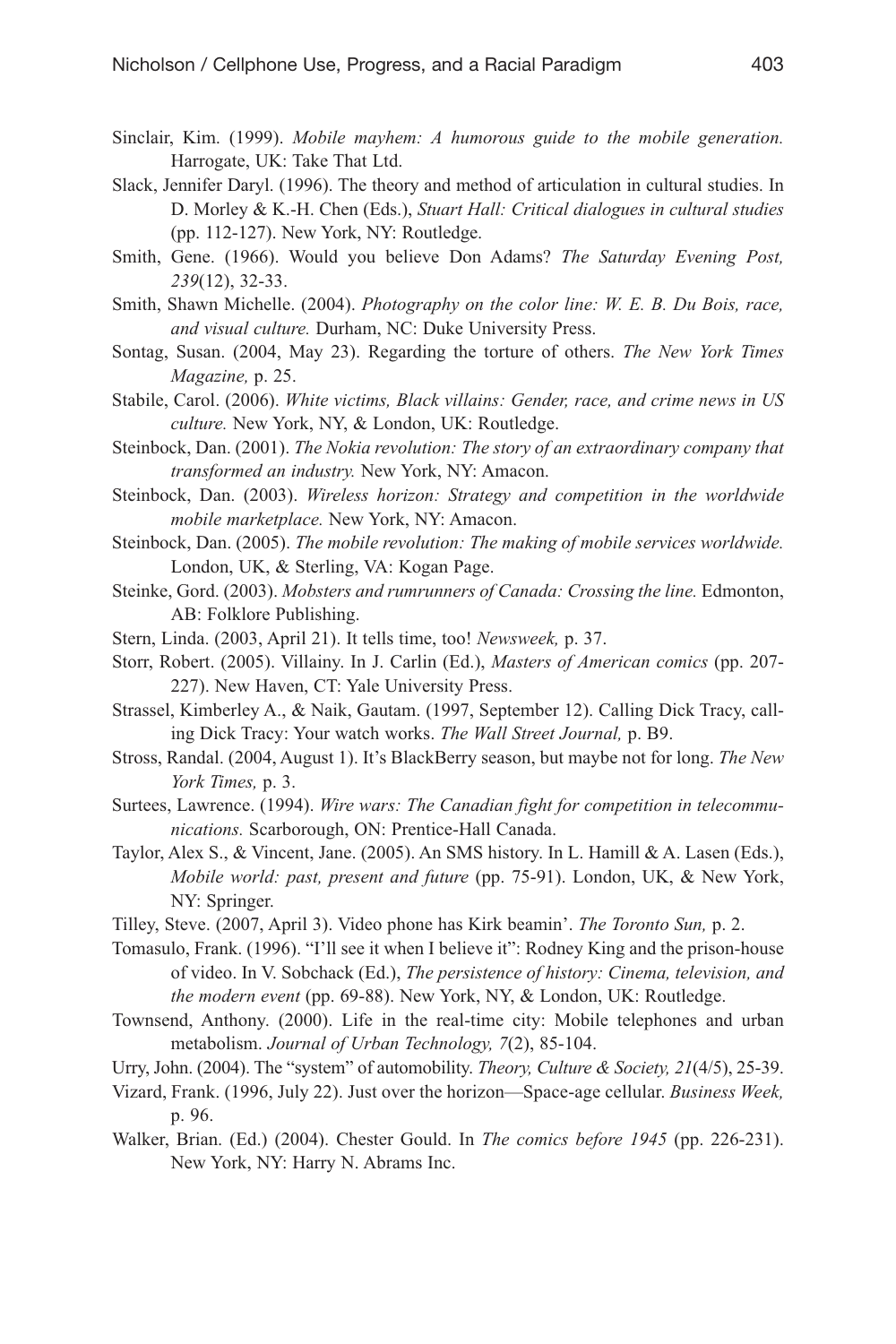Sinclair, Kim. (1999). *Mobile mayhem: A humorous guide to the mobile generation.* Harrogate, UK: Take That Ltd.

Slack, Jennifer Daryl. (1996). The theory and method of articulation in cultural studies. In D. Morley & K.-H. Chen (Eds.), *Stuart Hall: Critical dialogues in cultural studies* (pp. 112-127). New York, NY: Routledge.

Smith, Gene. (1966). Would you believe Don Adams? *The Saturday Evening Post, 239*(12), 32-33.

Smith, Shawn Michelle. (2004). *Photography on the color line: W. E. B. Du Bois, race, and visual culture.* Durham, NC: Duke University Press.

Sontag, Susan. (2004, May 23). Regarding the torture of others. *The New York Times Magazine,* p. 25.

Stabile, Carol. (2006). *White victims, Black villains: Gender, race, and crime news in US culture.* New York, NY, & London, UK: Routledge.

Steinbock, Dan. (2001). *The Nokia revolution: The story of an extraordinary company that transformed an industry.* New York, NY: Amacon.

Steinbock, Dan. (2003). *Wireless horizon: Strategy and competition in the worldwide mobile marketplace.* New York, NY: Amacon.

Steinbock, Dan. (2005). *The mobile revolution: The making of mobile services worldwide.* London, UK, & Sterling, VA: Kogan Page.

Steinke, Gord. (2003). *Mobsters and rumrunners of Canada: Crossing the line.* Edmonton, AB: Folklore Publishing.

Stern, Linda. (2003, April 21). It tells time, too! *Newsweek,* p. 37.

Storr, Robert. (2005). Villainy. In J. Carlin (Ed.), *Masters of American comics* (pp. 207-227). New Haven, CT: Yale University Press.

Strassel, Kimberley A., & Naik, Gautam. (1997, September 12). Calling Dick Tracy, calling Dick Tracy: Your watch works. *The Wall Street Journal,* p. B9.

Stross, Randal. (2004, August 1). It's BlackBerry season, but maybe not for long. *The New York Times,* p. 3.

Surtees, Lawrence. (1994). *Wire wars: The Canadian fight for competition in telecommunications.* Scarborough, ON: Prentice-Hall Canada.

Taylor, Alex S., & Vincent, Jane. (2005). An SMS history. In L. Hamill & A. Lasen (Eds.), *Mobile world: past, present and future* (pp. 75-91). London, UK, & New York, NY: Springer.

Tilley, Steve. (2007, April 3). Video phone has Kirk beamin'. *The Toronto Sun,* p. 2.

Tomasulo, Frank. (1996). "I'll see it when I believe it": Rodney King and the prison-house of video. In V. Sobchack (Ed.), *The persistence of history: Cinema, television, and the modern event* (pp. 69-88). New York, NY, & London, UK: Routledge.

Townsend, Anthony. (2000). Life in the real-time city: Mobile telephones and urban metabolism. *Journal of Urban Technology, 7*(2), 85-104.

Urry, John. (2004). The "system" of automobility. *Theory, Culture & Society, 21*(4/5), 25-39.

Vizard, Frank. (1996, July 22). Just over the horizon—Space-age cellular. *Business Week,* p. 96.

Walker, Brian. (Ed.) (2004). Chester Gould. In *The comics before 1945* (pp. 226-231). New York, NY: Harry N. Abrams Inc.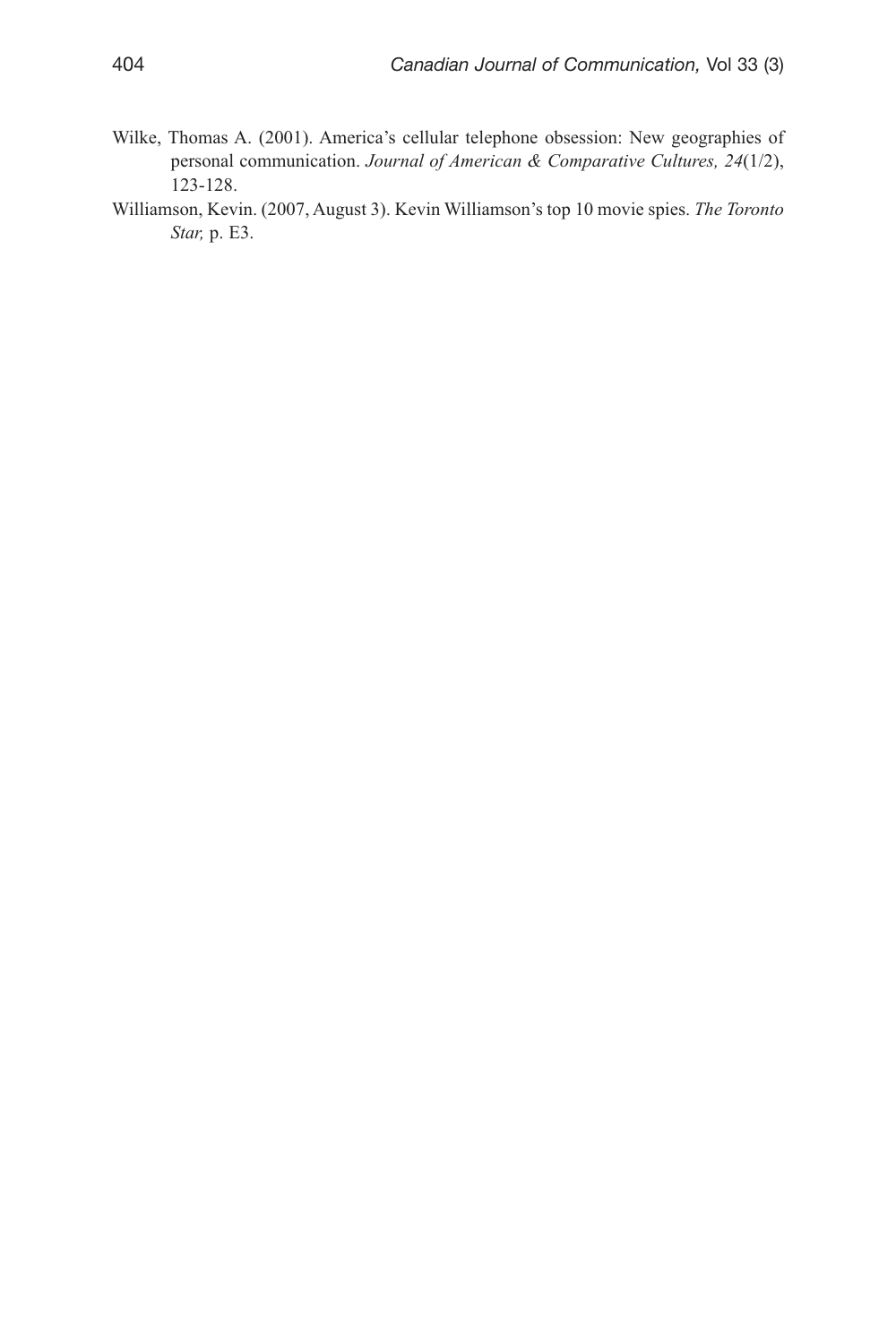Wilke, Thomas A. (2001). America's cellular telephone obsession: New geographies of personal communication. *Journal of American & Comparative Cultures, 24*(1/2), 123-128.

Williamson, Kevin. (2007, August 3). Kevin Williamson's top 10 movie spies. *The Toronto Star,* p. E3.